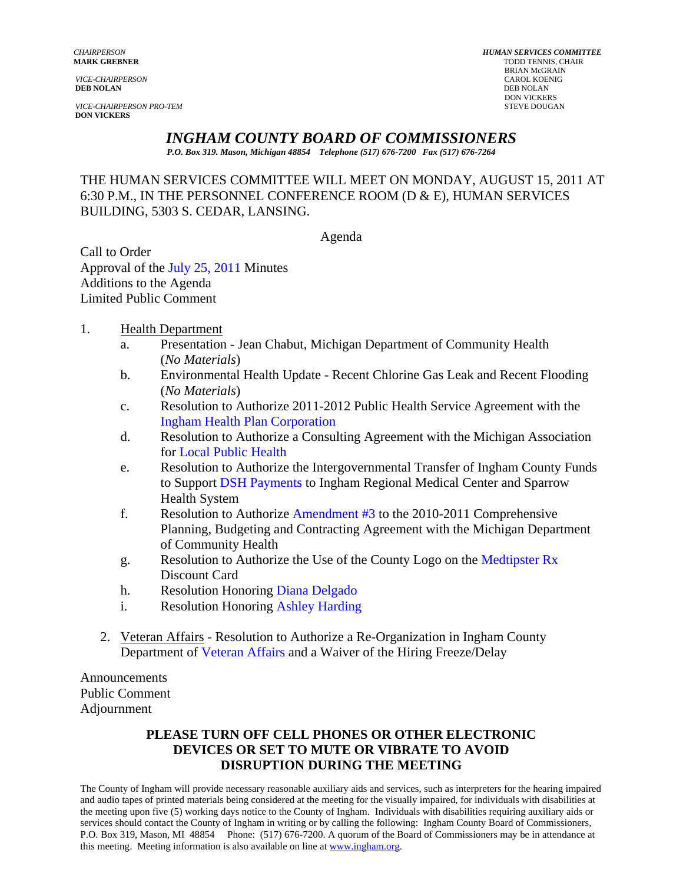*CHAIRPERSON*
**MARK GREBNER**

*VICE-CHAIRPERSON*
**DEB NOLAN**

*VICE-CHAIRPERSON PRO-TEM*
**DON VICKERS**

***HUMAN SERVICES COMMITTEE***
TODD TENNIS, CHAIR
BRIAN McGRAIN
CAROL KOENIG
DEB NOLAN
DON VICKERS
STEVE DOUGAN

# *INGHAM COUNTY BOARD OF COMMISSIONERS*

***P.O. Box 319. Mason, Michigan 48854 Telephone (517) 676-7200 Fax (517) 676-7264***

THE HUMAN SERVICES COMMITTEE WILL MEET ON MONDAY, AUGUST 15, 2011 AT 6:30 P.M., IN THE PERSONNEL CONFERENCE ROOM (D & E), HUMAN SERVICES BUILDING, 5303 S. CEDAR, LANSING.

Agenda

Call to Order
Approval of the July 25, 2011 Minutes
Additions to the Agenda
Limited Public Comment

1. Health Department
   a. Presentation - Jean Chabut, Michigan Department of Community Health (*No Materials*)
   b. Environmental Health Update - Recent Chlorine Gas Leak and Recent Flooding (*No Materials*)
   c. Resolution to Authorize 2011-2012 Public Health Service Agreement with the Ingham Health Plan Corporation
   d. Resolution to Authorize a Consulting Agreement with the Michigan Association for Local Public Health
   e. Resolution to Authorize the Intergovernmental Transfer of Ingham County Funds to Support DSH Payments to Ingham Regional Medical Center and Sparrow Health System
   f. Resolution to Authorize Amendment #3 to the 2010-2011 Comprehensive Planning, Budgeting and Contracting Agreement with the Michigan Department of Community Health
   g. Resolution to Authorize the Use of the County Logo on the Medtipster Rx Discount Card
   h. Resolution Honoring Diana Delgado
   i. Resolution Honoring Ashley Harding

2. Veteran Affairs - Resolution to Authorize a Re-Organization in Ingham County Department of Veteran Affairs and a Waiver of the Hiring Freeze/Delay

Announcements
Public Comment
Adjournment

**PLEASE TURN OFF CELL PHONES OR OTHER ELECTRONIC DEVICES OR SET TO MUTE OR VIBRATE TO AVOID DISRUPTION DURING THE MEETING**

The County of Ingham will provide necessary reasonable auxiliary aids and services, such as interpreters for the hearing impaired and audio tapes of printed materials being considered at the meeting for the visually impaired, for individuals with disabilities at the meeting upon five (5) working days notice to the County of Ingham. Individuals with disabilities requiring auxiliary aids or services should contact the County of Ingham in writing or by calling the following: Ingham County Board of Commissioners, P.O. Box 319, Mason, MI 48854 Phone: (517) 676-7200. A quorum of the Board of Commissioners may be in attendance at this meeting. Meeting information is also available on line at www.ingham.org.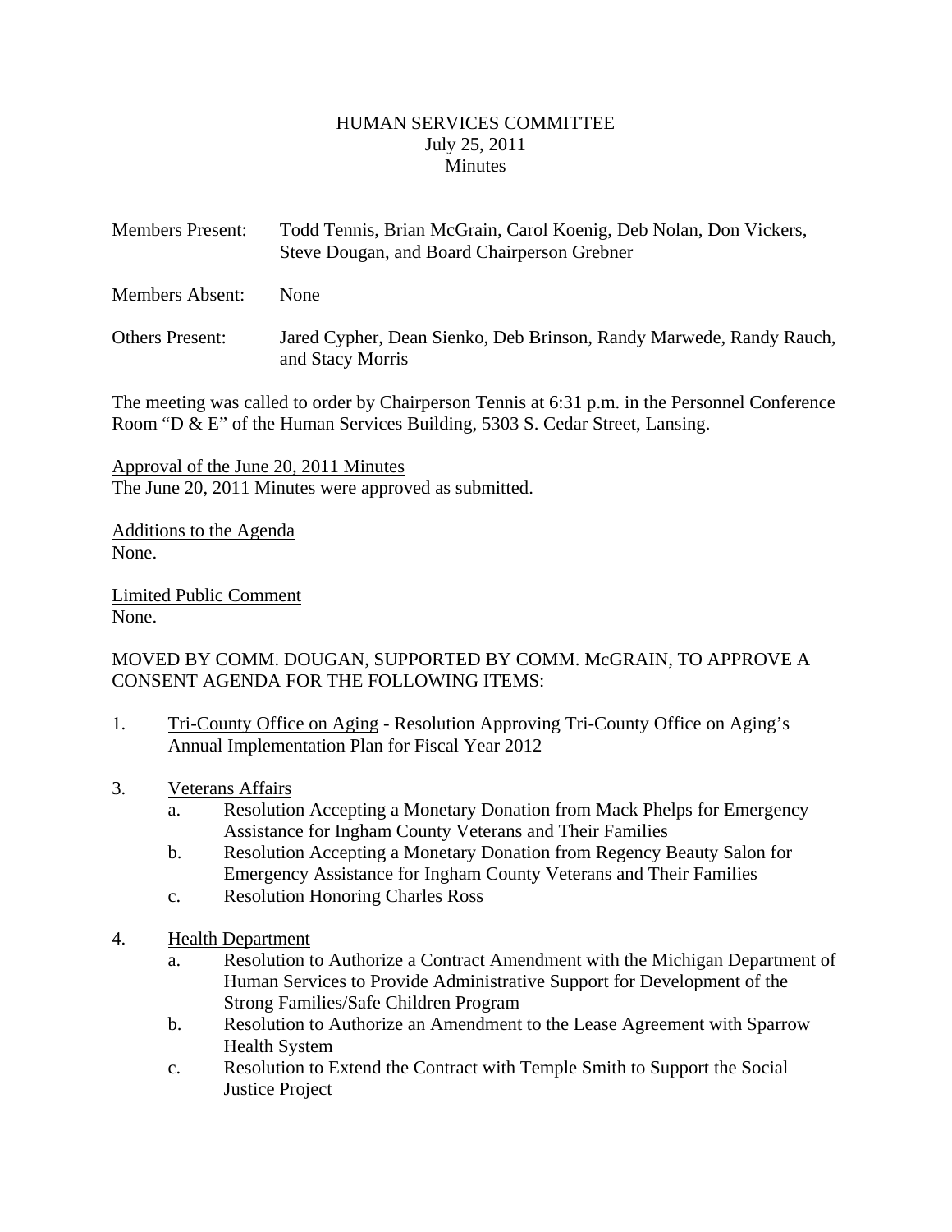HUMAN SERVICES COMMITTEE
July 25, 2011
Minutes

Members Present: Todd Tennis, Brian McGrain, Carol Koenig, Deb Nolan, Don Vickers, Steve Dougan, and Board Chairperson Grebner

Members Absent: None

Others Present: Jared Cypher, Dean Sienko, Deb Brinson, Randy Marwede, Randy Rauch, and Stacy Morris

The meeting was called to order by Chairperson Tennis at 6:31 p.m. in the Personnel Conference Room "D & E" of the Human Services Building, 5303 S. Cedar Street, Lansing.

Approval of the June 20, 2011 Minutes
The June 20, 2011 Minutes were approved as submitted.

Additions to the Agenda
None.

Limited Public Comment
None.

MOVED BY COMM. DOUGAN, SUPPORTED BY COMM. McGRAIN, TO APPROVE A CONSENT AGENDA FOR THE FOLLOWING ITEMS:

1. Tri-County Office on Aging - Resolution Approving Tri-County Office on Aging's Annual Implementation Plan for Fiscal Year 2012

3. Veterans Affairs
   a. Resolution Accepting a Monetary Donation from Mack Phelps for Emergency Assistance for Ingham County Veterans and Their Families
   b. Resolution Accepting a Monetary Donation from Regency Beauty Salon for Emergency Assistance for Ingham County Veterans and Their Families
   c. Resolution Honoring Charles Ross

4. Health Department
   a. Resolution to Authorize a Contract Amendment with the Michigan Department of Human Services to Provide Administrative Support for Development of the Strong Families/Safe Children Program
   b. Resolution to Authorize an Amendment to the Lease Agreement with Sparrow Health System
   c. Resolution to Extend the Contract with Temple Smith to Support the Social Justice Project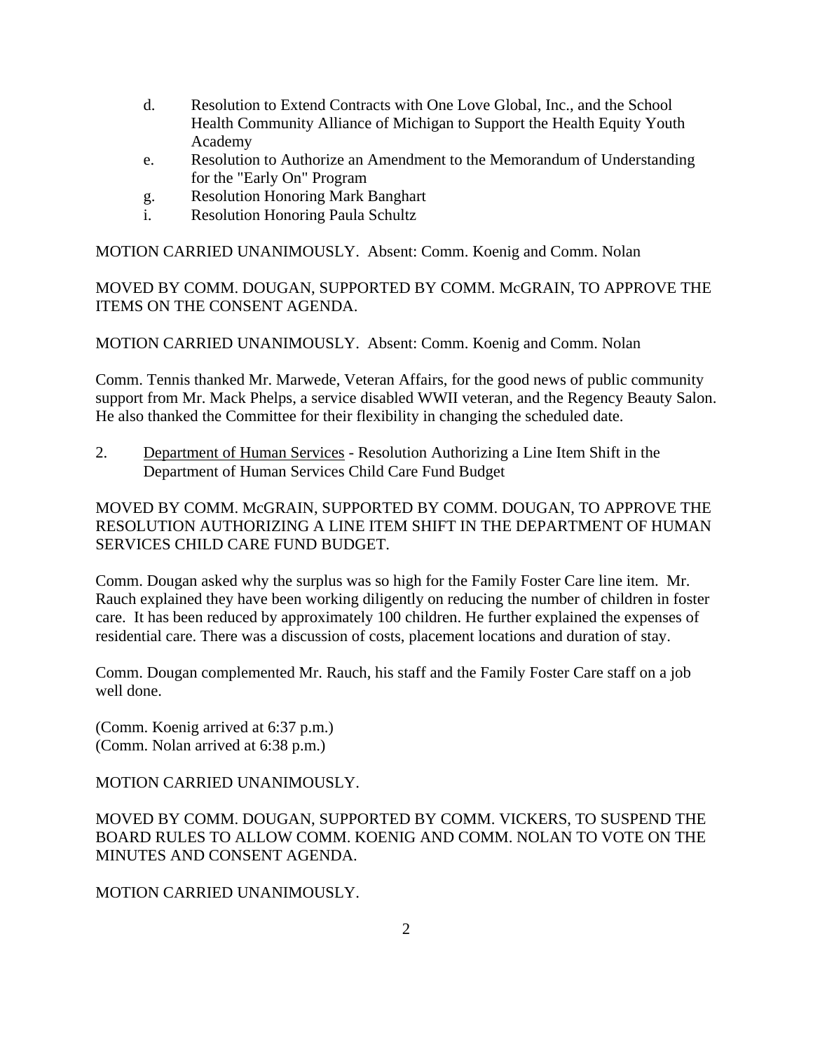d. Resolution to Extend Contracts with One Love Global, Inc., and the School Health Community Alliance of Michigan to Support the Health Equity Youth Academy
e. Resolution to Authorize an Amendment to the Memorandum of Understanding for the "Early On" Program
g. Resolution Honoring Mark Banghart
i. Resolution Honoring Paula Schultz

MOTION CARRIED UNANIMOUSLY. Absent: Comm. Koenig and Comm. Nolan

MOVED BY COMM. DOUGAN, SUPPORTED BY COMM. McGRAIN, TO APPROVE THE ITEMS ON THE CONSENT AGENDA.

MOTION CARRIED UNANIMOUSLY. Absent: Comm. Koenig and Comm. Nolan

Comm. Tennis thanked Mr. Marwede, Veteran Affairs, for the good news of public community support from Mr. Mack Phelps, a service disabled WWII veteran, and the Regency Beauty Salon. He also thanked the Committee for their flexibility in changing the scheduled date.

2. Department of Human Services - Resolution Authorizing a Line Item Shift in the Department of Human Services Child Care Fund Budget

MOVED BY COMM. McGRAIN, SUPPORTED BY COMM. DOUGAN, TO APPROVE THE RESOLUTION AUTHORIZING A LINE ITEM SHIFT IN THE DEPARTMENT OF HUMAN SERVICES CHILD CARE FUND BUDGET.

Comm. Dougan asked why the surplus was so high for the Family Foster Care line item. Mr. Rauch explained they have been working diligently on reducing the number of children in foster care. It has been reduced by approximately 100 children. He further explained the expenses of residential care. There was a discussion of costs, placement locations and duration of stay.

Comm. Dougan complemented Mr. Rauch, his staff and the Family Foster Care staff on a job well done.

(Comm. Koenig arrived at 6:37 p.m.)
(Comm. Nolan arrived at 6:38 p.m.)

MOTION CARRIED UNANIMOUSLY.

MOVED BY COMM. DOUGAN, SUPPORTED BY COMM. VICKERS, TO SUSPEND THE BOARD RULES TO ALLOW COMM. KOENIG AND COMM. NOLAN TO VOTE ON THE MINUTES AND CONSENT AGENDA.

MOTION CARRIED UNANIMOUSLY.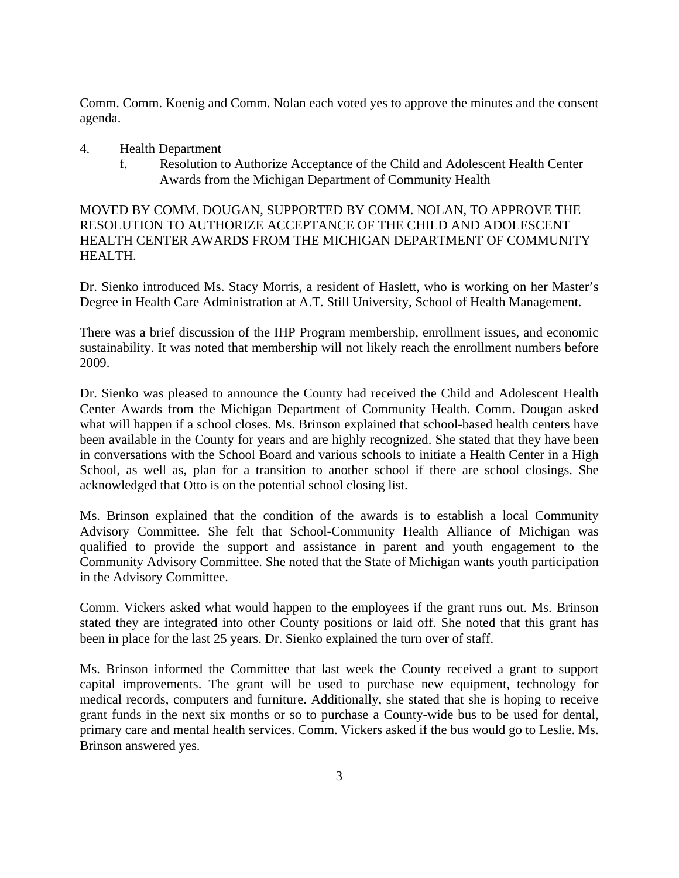Comm. Comm. Koenig and Comm. Nolan each voted yes to approve the minutes and the consent agenda.

4. Health Department
    f. Resolution to Authorize Acceptance of the Child and Adolescent Health Center Awards from the Michigan Department of Community Health

MOVED BY COMM. DOUGAN, SUPPORTED BY COMM. NOLAN, TO APPROVE THE RESOLUTION TO AUTHORIZE ACCEPTANCE OF THE CHILD AND ADOLESCENT HEALTH CENTER AWARDS FROM THE MICHIGAN DEPARTMENT OF COMMUNITY HEALTH.

Dr. Sienko introduced Ms. Stacy Morris, a resident of Haslett, who is working on her Master's Degree in Health Care Administration at A.T. Still University, School of Health Management.

There was a brief discussion of the IHP Program membership, enrollment issues, and economic sustainability. It was noted that membership will not likely reach the enrollment numbers before 2009.

Dr. Sienko was pleased to announce the County had received the Child and Adolescent Health Center Awards from the Michigan Department of Community Health. Comm. Dougan asked what will happen if a school closes. Ms. Brinson explained that school-based health centers have been available in the County for years and are highly recognized. She stated that they have been in conversations with the School Board and various schools to initiate a Health Center in a High School, as well as, plan for a transition to another school if there are school closings. She acknowledged that Otto is on the potential school closing list.

Ms. Brinson explained that the condition of the awards is to establish a local Community Advisory Committee. She felt that School-Community Health Alliance of Michigan was qualified to provide the support and assistance in parent and youth engagement to the Community Advisory Committee. She noted that the State of Michigan wants youth participation in the Advisory Committee.

Comm. Vickers asked what would happen to the employees if the grant runs out. Ms. Brinson stated they are integrated into other County positions or laid off. She noted that this grant has been in place for the last 25 years. Dr. Sienko explained the turn over of staff.

Ms. Brinson informed the Committee that last week the County received a grant to support capital improvements. The grant will be used to purchase new equipment, technology for medical records, computers and furniture. Additionally, she stated that she is hoping to receive grant funds in the next six months or so to purchase a County-wide bus to be used for dental, primary care and mental health services. Comm. Vickers asked if the bus would go to Leslie. Ms. Brinson answered yes.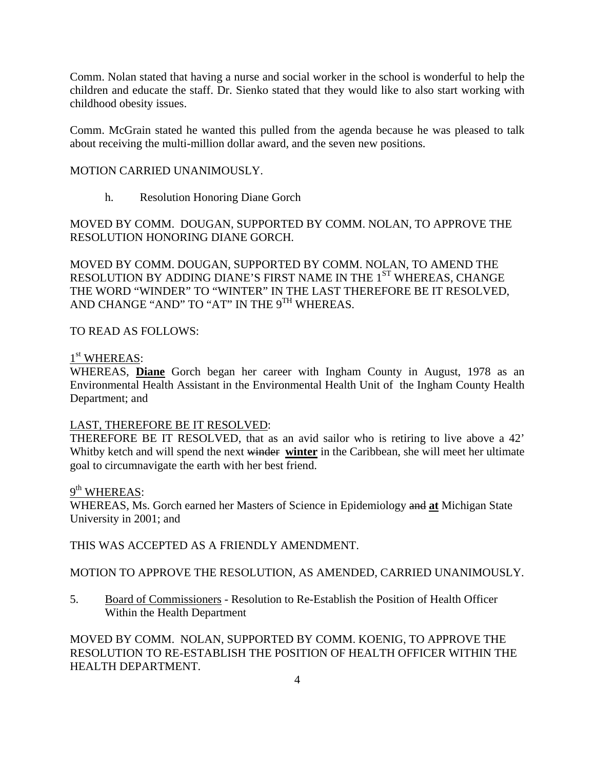Comm. Nolan stated that having a nurse and social worker in the school is wonderful to help the children and educate the staff. Dr. Sienko stated that they would like to also start working with childhood obesity issues.

Comm. McGrain stated he wanted this pulled from the agenda because he was pleased to talk about receiving the multi-million dollar award, and the seven new positions.

MOTION CARRIED UNANIMOUSLY.

h. Resolution Honoring Diane Gorch

MOVED BY COMM. DOUGAN, SUPPORTED BY COMM. NOLAN, TO APPROVE THE RESOLUTION HONORING DIANE GORCH.

MOVED BY COMM. DOUGAN, SUPPORTED BY COMM. NOLAN, TO AMEND THE RESOLUTION BY ADDING DIANE'S FIRST NAME IN THE 1ST WHEREAS, CHANGE THE WORD "WINDER" TO "WINTER" IN THE LAST THEREFORE BE IT RESOLVED, AND CHANGE "AND" TO "AT" IN THE 9TH WHEREAS.

TO READ AS FOLLOWS:

<u>1st WHEREAS</u>:
WHEREAS, **<u>Diane</u>** Gorch began her career with Ingham County in August, 1978 as an Environmental Health Assistant in the Environmental Health Unit of the Ingham County Health Department; and

<u>LAST, THEREFORE BE IT RESOLVED</u>:
THEREFORE BE IT RESOLVED, that as an avid sailor who is retiring to live above a 42' Whitby ketch and will spend the next ~~winder~~ **<u>winter</u>** in the Caribbean, she will meet her ultimate goal to circumnavigate the earth with her best friend.

<u>9th WHEREAS</u>:
WHEREAS, Ms. Gorch earned her Masters of Science in Epidemiology ~~and~~ **<u>at</u>** Michigan State University in 2001; and

THIS WAS ACCEPTED AS A FRIENDLY AMENDMENT.

MOTION TO APPROVE THE RESOLUTION, AS AMENDED, CARRIED UNANIMOUSLY.

5. <u>Board of Commissioners</u> - Resolution to Re-Establish the Position of Health Officer Within the Health Department

MOVED BY COMM. NOLAN, SUPPORTED BY COMM. KOENIG, TO APPROVE THE RESOLUTION TO RE-ESTABLISH THE POSITION OF HEALTH OFFICER WITHIN THE HEALTH DEPARTMENT.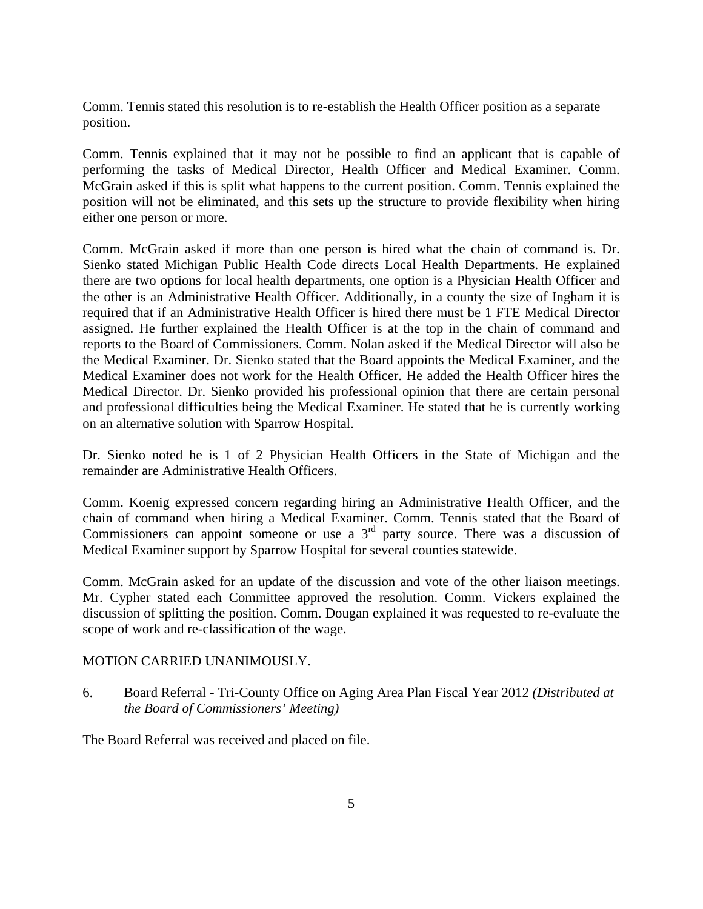Comm. Tennis stated this resolution is to re-establish the Health Officer position as a separate position.

Comm. Tennis explained that it may not be possible to find an applicant that is capable of performing the tasks of Medical Director, Health Officer and Medical Examiner. Comm. McGrain asked if this is split what happens to the current position. Comm. Tennis explained the position will not be eliminated, and this sets up the structure to provide flexibility when hiring either one person or more.

Comm. McGrain asked if more than one person is hired what the chain of command is. Dr. Sienko stated Michigan Public Health Code directs Local Health Departments. He explained there are two options for local health departments, one option is a Physician Health Officer and the other is an Administrative Health Officer. Additionally, in a county the size of Ingham it is required that if an Administrative Health Officer is hired there must be 1 FTE Medical Director assigned. He further explained the Health Officer is at the top in the chain of command and reports to the Board of Commissioners. Comm. Nolan asked if the Medical Director will also be the Medical Examiner. Dr. Sienko stated that the Board appoints the Medical Examiner, and the Medical Examiner does not work for the Health Officer. He added the Health Officer hires the Medical Director. Dr. Sienko provided his professional opinion that there are certain personal and professional difficulties being the Medical Examiner. He stated that he is currently working on an alternative solution with Sparrow Hospital.

Dr. Sienko noted he is 1 of 2 Physician Health Officers in the State of Michigan and the remainder are Administrative Health Officers.

Comm. Koenig expressed concern regarding hiring an Administrative Health Officer, and the chain of command when hiring a Medical Examiner. Comm. Tennis stated that the Board of Commissioners can appoint someone or use a 3rd party source. There was a discussion of Medical Examiner support by Sparrow Hospital for several counties statewide.

Comm. McGrain asked for an update of the discussion and vote of the other liaison meetings. Mr. Cypher stated each Committee approved the resolution. Comm. Vickers explained the discussion of splitting the position. Comm. Dougan explained it was requested to re-evaluate the scope of work and re-classification of the wage.

MOTION CARRIED UNANIMOUSLY.

6. Board Referral - Tri-County Office on Aging Area Plan Fiscal Year 2012 *(Distributed at the Board of Commissioners' Meeting)*

The Board Referral was received and placed on file.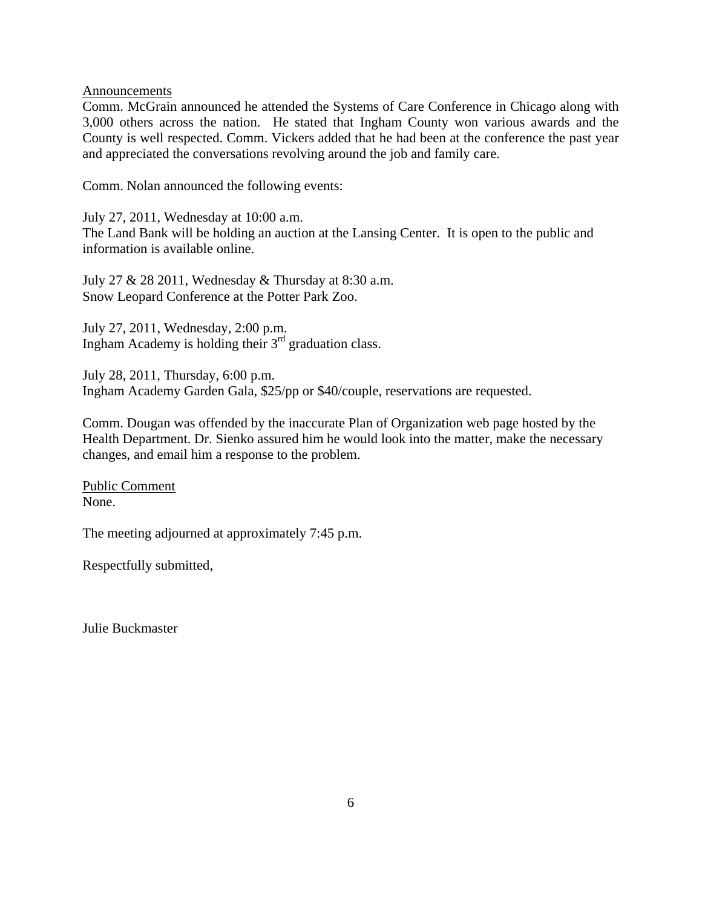Announcements

Comm. McGrain announced he attended the Systems of Care Conference in Chicago along with 3,000 others across the nation. He stated that Ingham County won various awards and the County is well respected. Comm. Vickers added that he had been at the conference the past year and appreciated the conversations revolving around the job and family care.

Comm. Nolan announced the following events:

July 27, 2011, Wednesday at 10:00 a.m.
The Land Bank will be holding an auction at the Lansing Center. It is open to the public and information is available online.

July 27 & 28 2011, Wednesday & Thursday at 8:30 a.m.
Snow Leopard Conference at the Potter Park Zoo.

July 27, 2011, Wednesday, 2:00 p.m.
Ingham Academy is holding their 3rd graduation class.

July 28, 2011, Thursday, 6:00 p.m.
Ingham Academy Garden Gala, $25/pp or $40/couple, reservations are requested.

Comm. Dougan was offended by the inaccurate Plan of Organization web page hosted by the Health Department. Dr. Sienko assured him he would look into the matter, make the necessary changes, and email him a response to the problem.

Public Comment

None.

The meeting adjourned at approximately 7:45 p.m.

Respectfully submitted,

Julie Buckmaster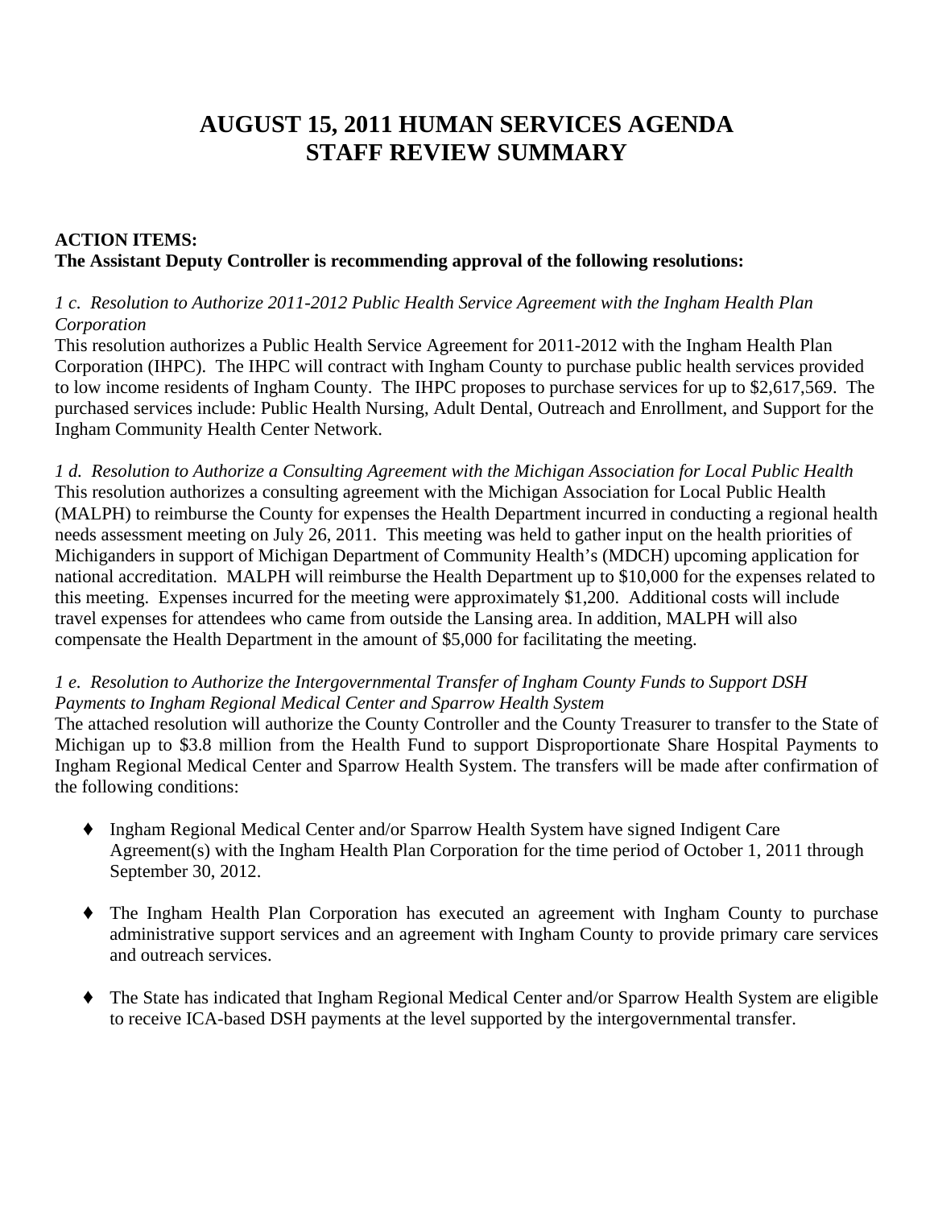# AUGUST 15, 2011 HUMAN SERVICES AGENDA STAFF REVIEW SUMMARY

**ACTION ITEMS:**
**The Assistant Deputy Controller is recommending approval of the following resolutions:**

*1 c. Resolution to Authorize 2011-2012 Public Health Service Agreement with the Ingham Health Plan Corporation*
This resolution authorizes a Public Health Service Agreement for 2011-2012 with the Ingham Health Plan Corporation (IHPC). The IHPC will contract with Ingham County to purchase public health services provided to low income residents of Ingham County. The IHPC proposes to purchase services for up to $2,617,569. The purchased services include: Public Health Nursing, Adult Dental, Outreach and Enrollment, and Support for the Ingham Community Health Center Network.

*1 d. Resolution to Authorize a Consulting Agreement with the Michigan Association for Local Public Health*
This resolution authorizes a consulting agreement with the Michigan Association for Local Public Health (MALPH) to reimburse the County for expenses the Health Department incurred in conducting a regional health needs assessment meeting on July 26, 2011. This meeting was held to gather input on the health priorities of Michiganders in support of Michigan Department of Community Health's (MDCH) upcoming application for national accreditation. MALPH will reimburse the Health Department up to $10,000 for the expenses related to this meeting. Expenses incurred for the meeting were approximately $1,200. Additional costs will include travel expenses for attendees who came from outside the Lansing area. In addition, MALPH will also compensate the Health Department in the amount of $5,000 for facilitating the meeting.

*1 e. Resolution to Authorize the Intergovernmental Transfer of Ingham County Funds to Support DSH Payments to Ingham Regional Medical Center and Sparrow Health System*
The attached resolution will authorize the County Controller and the County Treasurer to transfer to the State of Michigan up to $3.8 million from the Health Fund to support Disproportionate Share Hospital Payments to Ingham Regional Medical Center and Sparrow Health System. The transfers will be made after confirmation of the following conditions:

- Ingham Regional Medical Center and/or Sparrow Health System have signed Indigent Care Agreement(s) with the Ingham Health Plan Corporation for the time period of October 1, 2011 through September 30, 2012.
- The Ingham Health Plan Corporation has executed an agreement with Ingham County to purchase administrative support services and an agreement with Ingham County to provide primary care services and outreach services.
- The State has indicated that Ingham Regional Medical Center and/or Sparrow Health System are eligible to receive ICA-based DSH payments at the level supported by the intergovernmental transfer.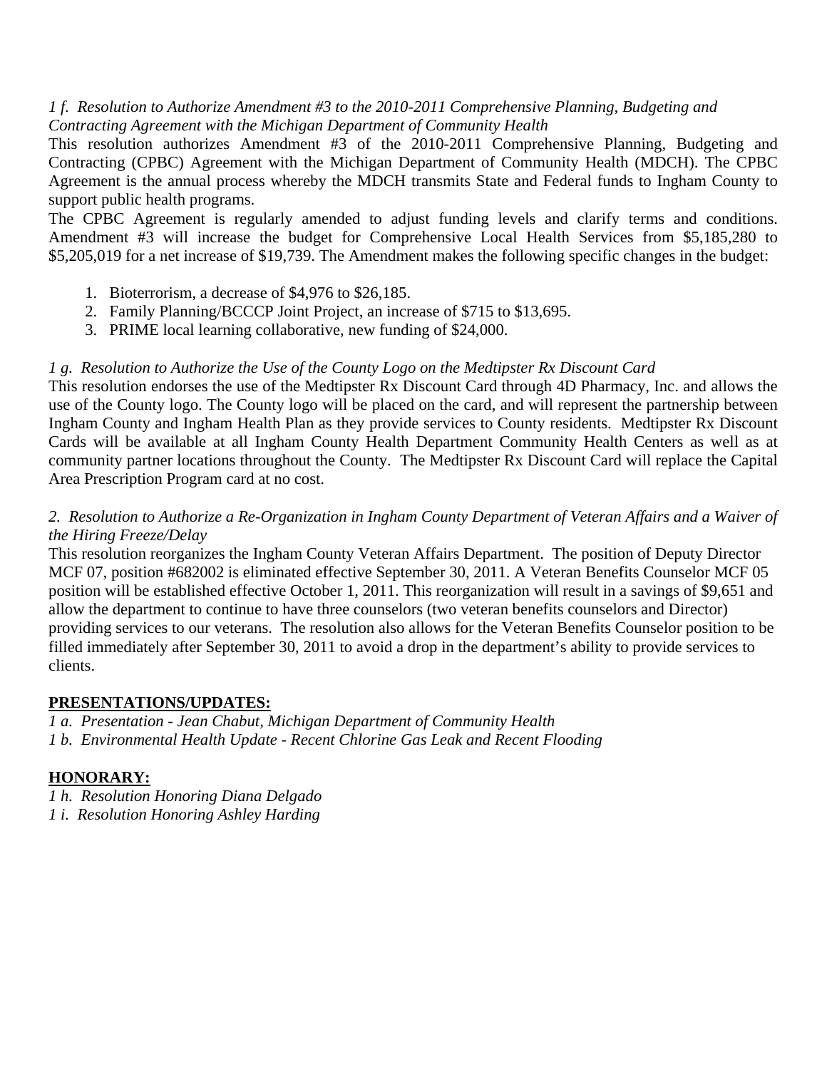*1 f. Resolution to Authorize Amendment #3 to the 2010-2011 Comprehensive Planning, Budgeting and Contracting Agreement with the Michigan Department of Community Health*

This resolution authorizes Amendment #3 of the 2010-2011 Comprehensive Planning, Budgeting and Contracting (CPBC) Agreement with the Michigan Department of Community Health (MDCH). The CPBC Agreement is the annual process whereby the MDCH transmits State and Federal funds to Ingham County to support public health programs.

The CPBC Agreement is regularly amended to adjust funding levels and clarify terms and conditions. Amendment #3 will increase the budget for Comprehensive Local Health Services from $5,185,280 to $5,205,019 for a net increase of $19,739. The Amendment makes the following specific changes in the budget:

1. Bioterrorism, a decrease of $4,976 to $26,185.
2. Family Planning/BCCCP Joint Project, an increase of $715 to $13,695.
3. PRIME local learning collaborative, new funding of $24,000.

*1 g. Resolution to Authorize the Use of the County Logo on the Medtipster Rx Discount Card*

This resolution endorses the use of the Medtipster Rx Discount Card through 4D Pharmacy, Inc. and allows the use of the County logo. The County logo will be placed on the card, and will represent the partnership between Ingham County and Ingham Health Plan as they provide services to County residents. Medtipster Rx Discount Cards will be available at all Ingham County Health Department Community Health Centers as well as at community partner locations throughout the County. The Medtipster Rx Discount Card will replace the Capital Area Prescription Program card at no cost.

*2. Resolution to Authorize a Re-Organization in Ingham County Department of Veteran Affairs and a Waiver of the Hiring Freeze/Delay*

This resolution reorganizes the Ingham County Veteran Affairs Department. The position of Deputy Director MCF 07, position #682002 is eliminated effective September 30, 2011. A Veteran Benefits Counselor MCF 05 position will be established effective October 1, 2011. This reorganization will result in a savings of $9,651 and allow the department to continue to have three counselors (two veteran benefits counselors and Director) providing services to our veterans. The resolution also allows for the Veteran Benefits Counselor position to be filled immediately after September 30, 2011 to avoid a drop in the department's ability to provide services to clients.

**PRESENTATIONS/UPDATES:**

*1 a. Presentation - Jean Chabut, Michigan Department of Community Health*
*1 b. Environmental Health Update - Recent Chlorine Gas Leak and Recent Flooding*

**HONORARY:**

*1 h. Resolution Honoring Diana Delgado*
*1 i. Resolution Honoring Ashley Harding*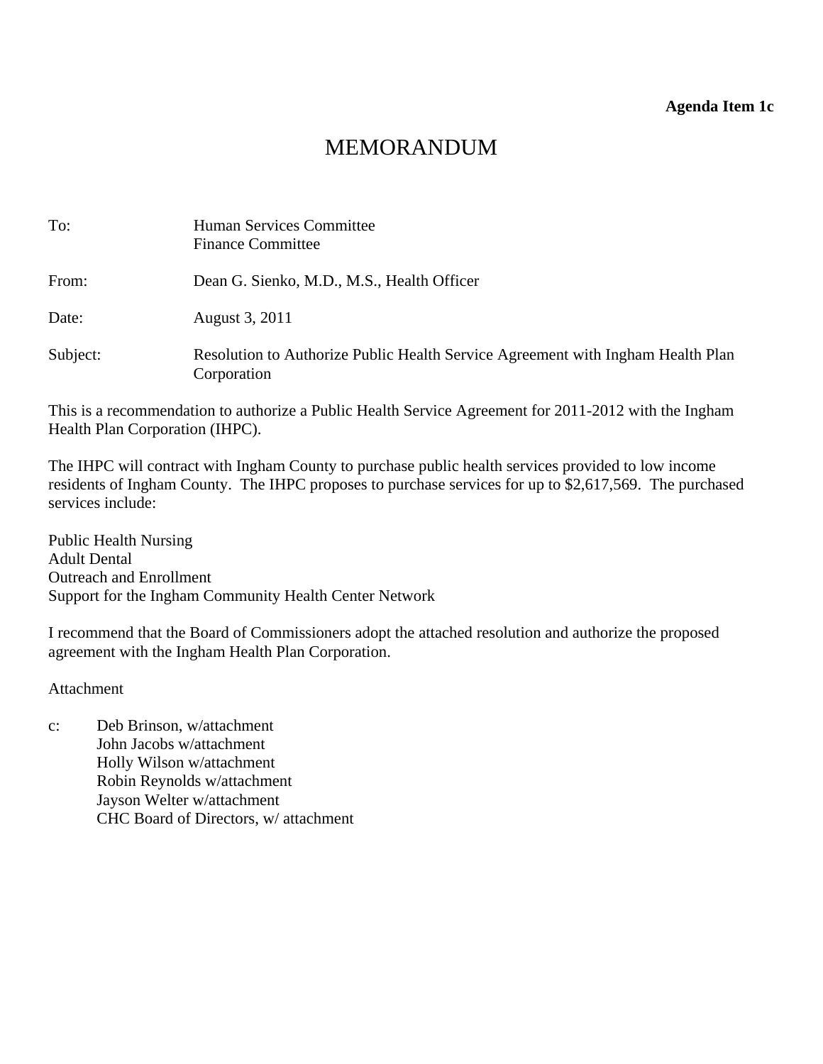**Agenda Item 1c**

# MEMORANDUM

To: Human Services Committee
Finance Committee

From: Dean G. Sienko, M.D., M.S., Health Officer

Date: August 3, 2011

Subject: Resolution to Authorize Public Health Service Agreement with Ingham Health Plan Corporation

This is a recommendation to authorize a Public Health Service Agreement for 2011-2012 with the Ingham Health Plan Corporation (IHPC).

The IHPC will contract with Ingham County to purchase public health services provided to low income residents of Ingham County. The IHPC proposes to purchase services for up to $2,617,569. The purchased services include:

Public Health Nursing
Adult Dental
Outreach and Enrollment
Support for the Ingham Community Health Center Network

I recommend that the Board of Commissioners adopt the attached resolution and authorize the proposed agreement with the Ingham Health Plan Corporation.

Attachment

c: Deb Brinson, w/attachment
John Jacobs w/attachment
Holly Wilson w/attachment
Robin Reynolds w/attachment
Jayson Welter w/attachment
CHC Board of Directors, w/ attachment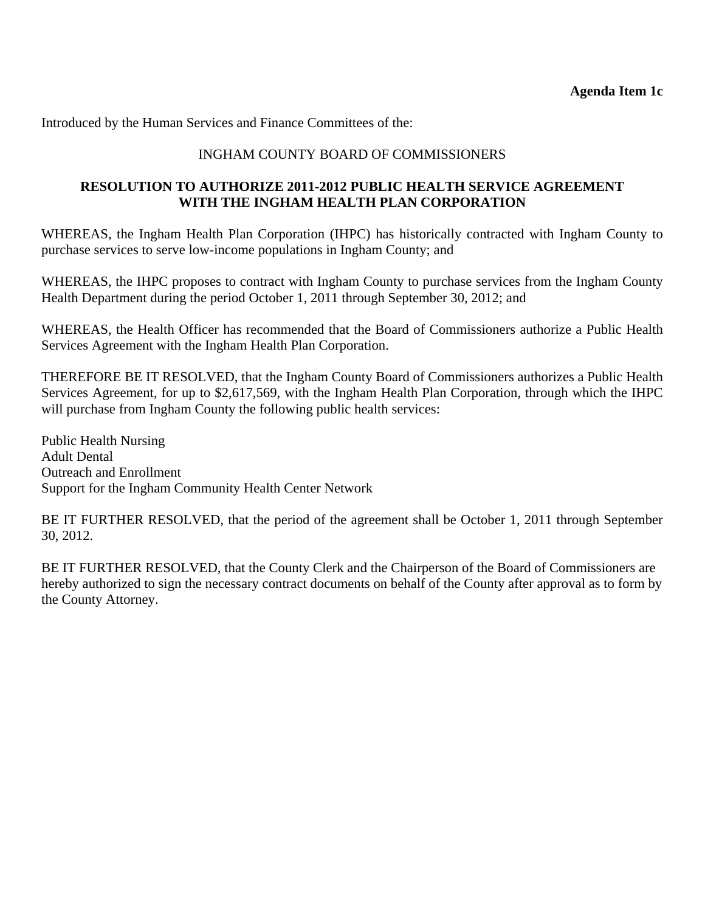**Agenda Item 1c**

Introduced by the Human Services and Finance Committees of the:

INGHAM COUNTY BOARD OF COMMISSIONERS

**RESOLUTION TO AUTHORIZE 2011-2012 PUBLIC HEALTH SERVICE AGREEMENT WITH THE INGHAM HEALTH PLAN CORPORATION**

WHEREAS, the Ingham Health Plan Corporation (IHPC) has historically contracted with Ingham County to purchase services to serve low-income populations in Ingham County; and

WHEREAS, the IHPC proposes to contract with Ingham County to purchase services from the Ingham County Health Department during the period October 1, 2011 through September 30, 2012; and

WHEREAS, the Health Officer has recommended that the Board of Commissioners authorize a Public Health Services Agreement with the Ingham Health Plan Corporation.

THEREFORE BE IT RESOLVED, that the Ingham County Board of Commissioners authorizes a Public Health Services Agreement, for up to $2,617,569, with the Ingham Health Plan Corporation, through which the IHPC will purchase from Ingham County the following public health services:

Public Health Nursing
Adult Dental
Outreach and Enrollment
Support for the Ingham Community Health Center Network

BE IT FURTHER RESOLVED, that the period of the agreement shall be October 1, 2011 through September 30, 2012.

BE IT FURTHER RESOLVED, that the County Clerk and the Chairperson of the Board of Commissioners are hereby authorized to sign the necessary contract documents on behalf of the County after approval as to form by the County Attorney.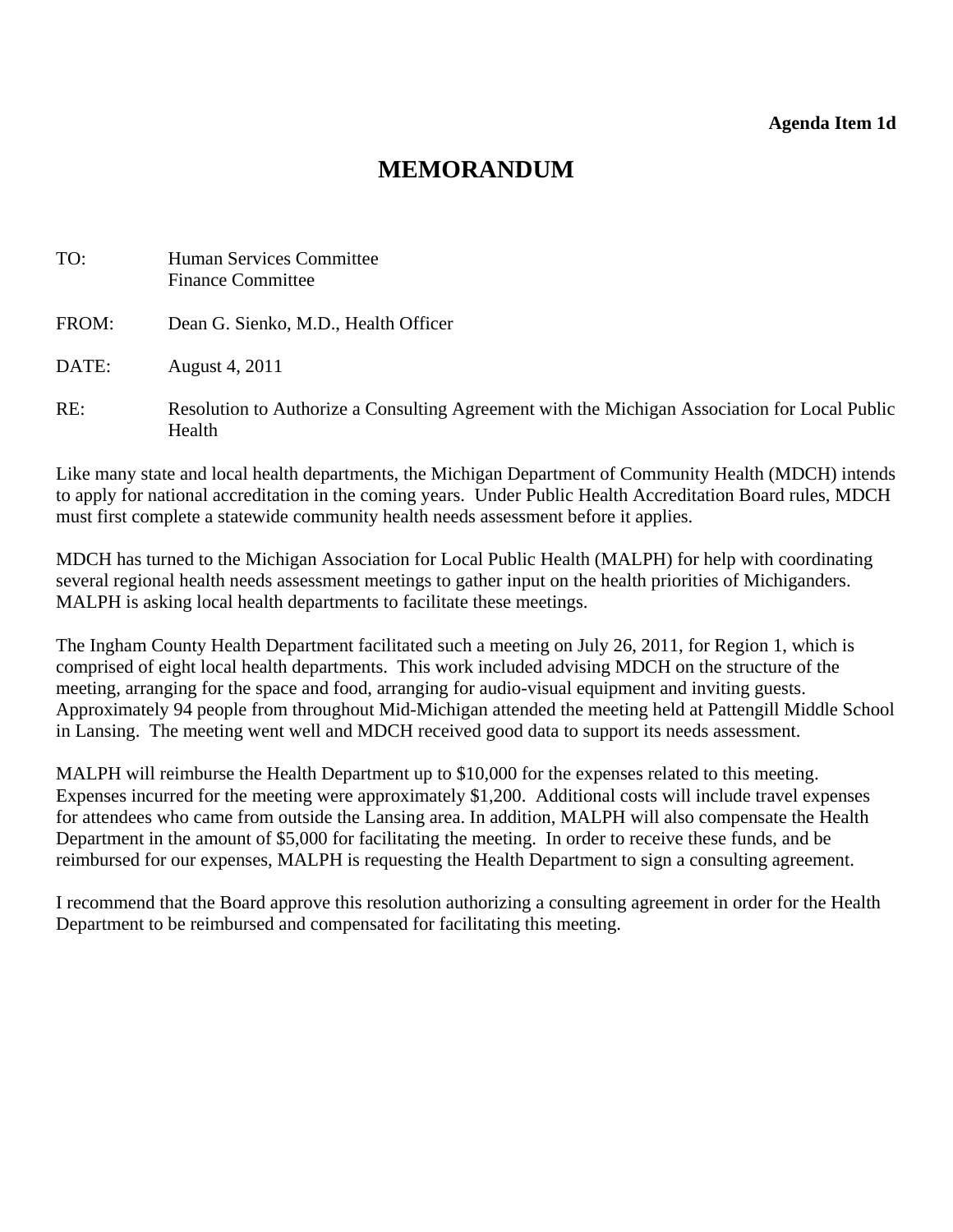**Agenda Item 1d**

# MEMORANDUM

TO: Human Services Committee
Finance Committee

FROM: Dean G. Sienko, M.D., Health Officer

DATE: August 4, 2011

RE: Resolution to Authorize a Consulting Agreement with the Michigan Association for Local Public Health

Like many state and local health departments, the Michigan Department of Community Health (MDCH) intends to apply for national accreditation in the coming years. Under Public Health Accreditation Board rules, MDCH must first complete a statewide community health needs assessment before it applies.

MDCH has turned to the Michigan Association for Local Public Health (MALPH) for help with coordinating several regional health needs assessment meetings to gather input on the health priorities of Michiganders. MALPH is asking local health departments to facilitate these meetings.

The Ingham County Health Department facilitated such a meeting on July 26, 2011, for Region 1, which is comprised of eight local health departments. This work included advising MDCH on the structure of the meeting, arranging for the space and food, arranging for audio-visual equipment and inviting guests. Approximately 94 people from throughout Mid-Michigan attended the meeting held at Pattengill Middle School in Lansing. The meeting went well and MDCH received good data to support its needs assessment.

MALPH will reimburse the Health Department up to $10,000 for the expenses related to this meeting. Expenses incurred for the meeting were approximately $1,200. Additional costs will include travel expenses for attendees who came from outside the Lansing area. In addition, MALPH will also compensate the Health Department in the amount of $5,000 for facilitating the meeting. In order to receive these funds, and be reimbursed for our expenses, MALPH is requesting the Health Department to sign a consulting agreement.

I recommend that the Board approve this resolution authorizing a consulting agreement in order for the Health Department to be reimbursed and compensated for facilitating this meeting.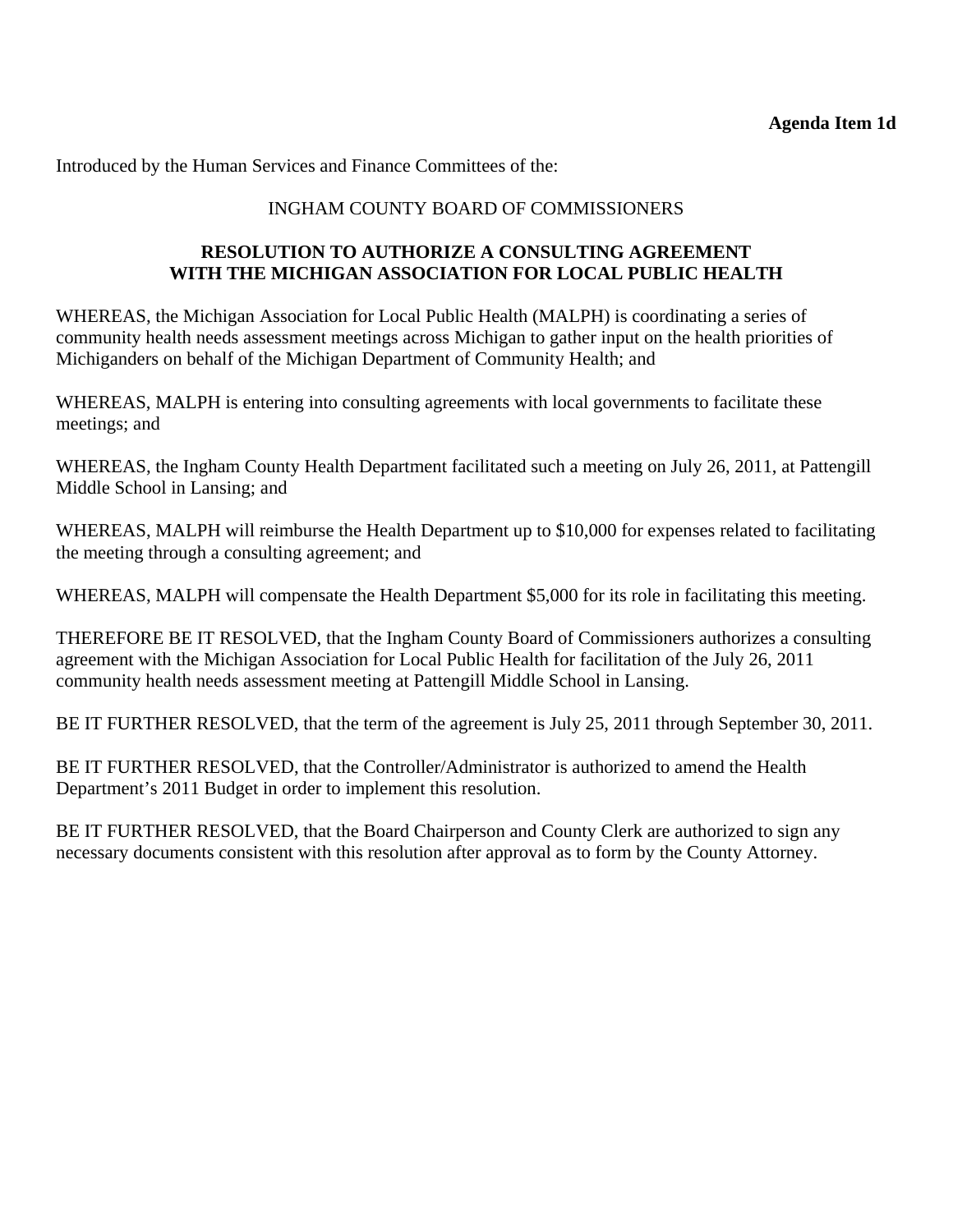**Agenda Item 1d**

Introduced by the Human Services and Finance Committees of the:

INGHAM COUNTY BOARD OF COMMISSIONERS

**RESOLUTION TO AUTHORIZE A CONSULTING AGREEMENT WITH THE MICHIGAN ASSOCIATION FOR LOCAL PUBLIC HEALTH**

WHEREAS, the Michigan Association for Local Public Health (MALPH) is coordinating a series of community health needs assessment meetings across Michigan to gather input on the health priorities of Michiganders on behalf of the Michigan Department of Community Health; and

WHEREAS, MALPH is entering into consulting agreements with local governments to facilitate these meetings; and

WHEREAS, the Ingham County Health Department facilitated such a meeting on July 26, 2011, at Pattengill Middle School in Lansing; and

WHEREAS, MALPH will reimburse the Health Department up to $10,000 for expenses related to facilitating the meeting through a consulting agreement; and

WHEREAS, MALPH will compensate the Health Department $5,000 for its role in facilitating this meeting.

THEREFORE BE IT RESOLVED, that the Ingham County Board of Commissioners authorizes a consulting agreement with the Michigan Association for Local Public Health for facilitation of the July 26, 2011 community health needs assessment meeting at Pattengill Middle School in Lansing.

BE IT FURTHER RESOLVED, that the term of the agreement is July 25, 2011 through September 30, 2011.

BE IT FURTHER RESOLVED, that the Controller/Administrator is authorized to amend the Health Department's 2011 Budget in order to implement this resolution.

BE IT FURTHER RESOLVED, that the Board Chairperson and County Clerk are authorized to sign any necessary documents consistent with this resolution after approval as to form by the County Attorney.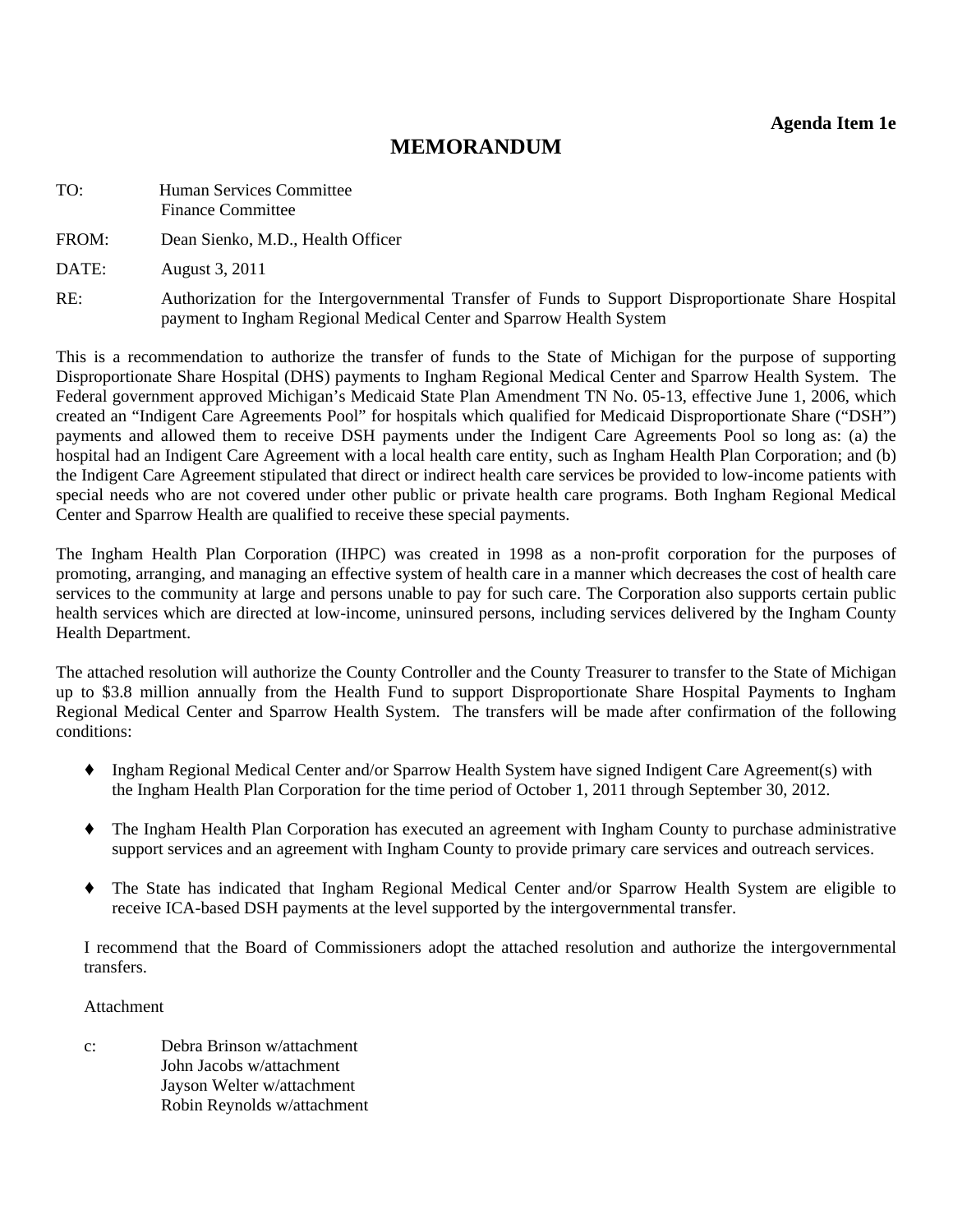**Agenda Item 1e**

# MEMORANDUM

TO: Human Services Committee
Finance Committee

FROM: Dean Sienko, M.D., Health Officer

DATE: August 3, 2011

RE: Authorization for the Intergovernmental Transfer of Funds to Support Disproportionate Share Hospital payment to Ingham Regional Medical Center and Sparrow Health System

This is a recommendation to authorize the transfer of funds to the State of Michigan for the purpose of supporting Disproportionate Share Hospital (DHS) payments to Ingham Regional Medical Center and Sparrow Health System. The Federal government approved Michigan's Medicaid State Plan Amendment TN No. 05-13, effective June 1, 2006, which created an "Indigent Care Agreements Pool" for hospitals which qualified for Medicaid Disproportionate Share ("DSH") payments and allowed them to receive DSH payments under the Indigent Care Agreements Pool so long as: (a) the hospital had an Indigent Care Agreement with a local health care entity, such as Ingham Health Plan Corporation; and (b) the Indigent Care Agreement stipulated that direct or indirect health care services be provided to low-income patients with special needs who are not covered under other public or private health care programs. Both Ingham Regional Medical Center and Sparrow Health are qualified to receive these special payments.

The Ingham Health Plan Corporation (IHPC) was created in 1998 as a non-profit corporation for the purposes of promoting, arranging, and managing an effective system of health care in a manner which decreases the cost of health care services to the community at large and persons unable to pay for such care. The Corporation also supports certain public health services which are directed at low-income, uninsured persons, including services delivered by the Ingham County Health Department.

The attached resolution will authorize the County Controller and the County Treasurer to transfer to the State of Michigan up to $3.8 million annually from the Health Fund to support Disproportionate Share Hospital Payments to Ingham Regional Medical Center and Sparrow Health System. The transfers will be made after confirmation of the following conditions:

- Ingham Regional Medical Center and/or Sparrow Health System have signed Indigent Care Agreement(s) with the Ingham Health Plan Corporation for the time period of October 1, 2011 through September 30, 2012.
- The Ingham Health Plan Corporation has executed an agreement with Ingham County to purchase administrative support services and an agreement with Ingham County to provide primary care services and outreach services.
- The State has indicated that Ingham Regional Medical Center and/or Sparrow Health System are eligible to receive ICA-based DSH payments at the level supported by the intergovernmental transfer.

I recommend that the Board of Commissioners adopt the attached resolution and authorize the intergovernmental transfers.

Attachment

c: Debra Brinson w/attachment
John Jacobs w/attachment
Jayson Welter w/attachment
Robin Reynolds w/attachment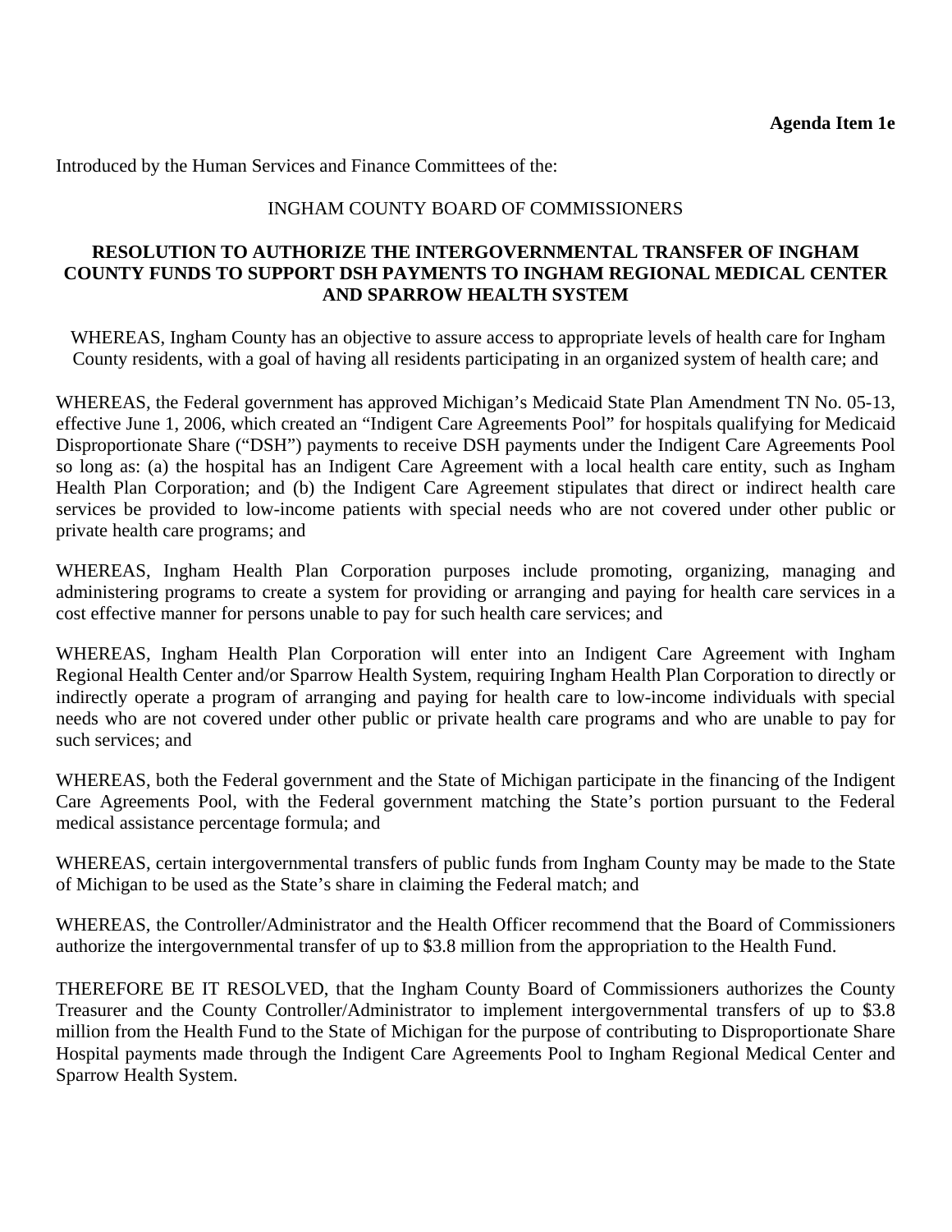**Agenda Item 1e**

Introduced by the Human Services and Finance Committees of the:

INGHAM COUNTY BOARD OF COMMISSIONERS

**RESOLUTION TO AUTHORIZE THE INTERGOVERNMENTAL TRANSFER OF INGHAM COUNTY FUNDS TO SUPPORT DSH PAYMENTS TO INGHAM REGIONAL MEDICAL CENTER AND SPARROW HEALTH SYSTEM**

WHEREAS, Ingham County has an objective to assure access to appropriate levels of health care for Ingham County residents, with a goal of having all residents participating in an organized system of health care; and

WHEREAS, the Federal government has approved Michigan's Medicaid State Plan Amendment TN No. 05-13, effective June 1, 2006, which created an "Indigent Care Agreements Pool" for hospitals qualifying for Medicaid Disproportionate Share ("DSH") payments to receive DSH payments under the Indigent Care Agreements Pool so long as: (a) the hospital has an Indigent Care Agreement with a local health care entity, such as Ingham Health Plan Corporation; and (b) the Indigent Care Agreement stipulates that direct or indirect health care services be provided to low-income patients with special needs who are not covered under other public or private health care programs; and

WHEREAS, Ingham Health Plan Corporation purposes include promoting, organizing, managing and administering programs to create a system for providing or arranging and paying for health care services in a cost effective manner for persons unable to pay for such health care services; and

WHEREAS, Ingham Health Plan Corporation will enter into an Indigent Care Agreement with Ingham Regional Health Center and/or Sparrow Health System, requiring Ingham Health Plan Corporation to directly or indirectly operate a program of arranging and paying for health care to low-income individuals with special needs who are not covered under other public or private health care programs and who are unable to pay for such services; and

WHEREAS, both the Federal government and the State of Michigan participate in the financing of the Indigent Care Agreements Pool, with the Federal government matching the State's portion pursuant to the Federal medical assistance percentage formula; and

WHEREAS, certain intergovernmental transfers of public funds from Ingham County may be made to the State of Michigan to be used as the State's share in claiming the Federal match; and

WHEREAS, the Controller/Administrator and the Health Officer recommend that the Board of Commissioners authorize the intergovernmental transfer of up to $3.8 million from the appropriation to the Health Fund.

THEREFORE BE IT RESOLVED, that the Ingham County Board of Commissioners authorizes the County Treasurer and the County Controller/Administrator to implement intergovernmental transfers of up to $3.8 million from the Health Fund to the State of Michigan for the purpose of contributing to Disproportionate Share Hospital payments made through the Indigent Care Agreements Pool to Ingham Regional Medical Center and Sparrow Health System.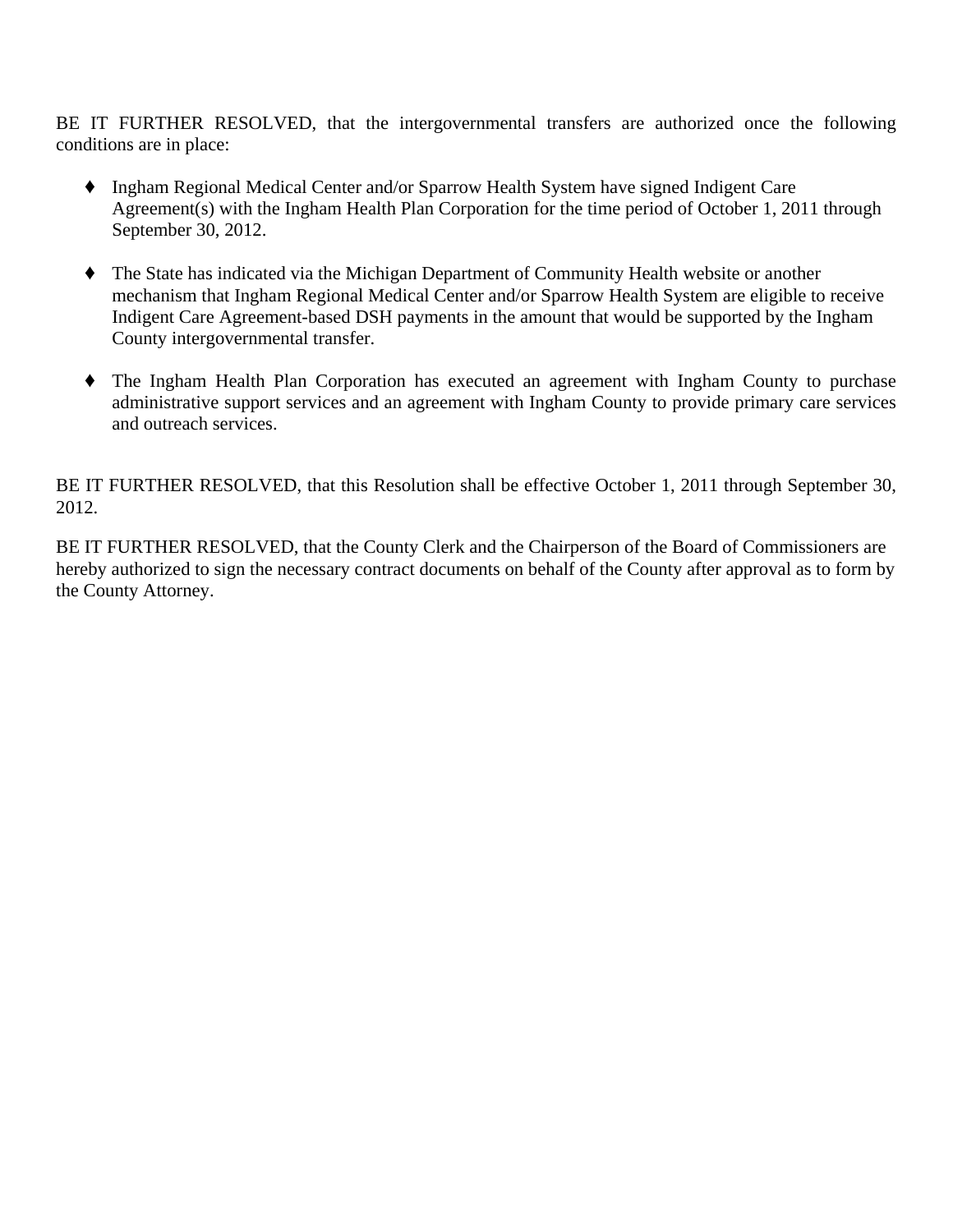BE IT FURTHER RESOLVED, that the intergovernmental transfers are authorized once the following conditions are in place:

- Ingham Regional Medical Center and/or Sparrow Health System have signed Indigent Care Agreement(s) with the Ingham Health Plan Corporation for the time period of October 1, 2011 through September 30, 2012.

- The State has indicated via the Michigan Department of Community Health website or another mechanism that Ingham Regional Medical Center and/or Sparrow Health System are eligible to receive Indigent Care Agreement-based DSH payments in the amount that would be supported by the Ingham County intergovernmental transfer.

- The Ingham Health Plan Corporation has executed an agreement with Ingham County to purchase administrative support services and an agreement with Ingham County to provide primary care services and outreach services.

BE IT FURTHER RESOLVED, that this Resolution shall be effective October 1, 2011 through September 30, 2012.

BE IT FURTHER RESOLVED, that the County Clerk and the Chairperson of the Board of Commissioners are hereby authorized to sign the necessary contract documents on behalf of the County after approval as to form by the County Attorney.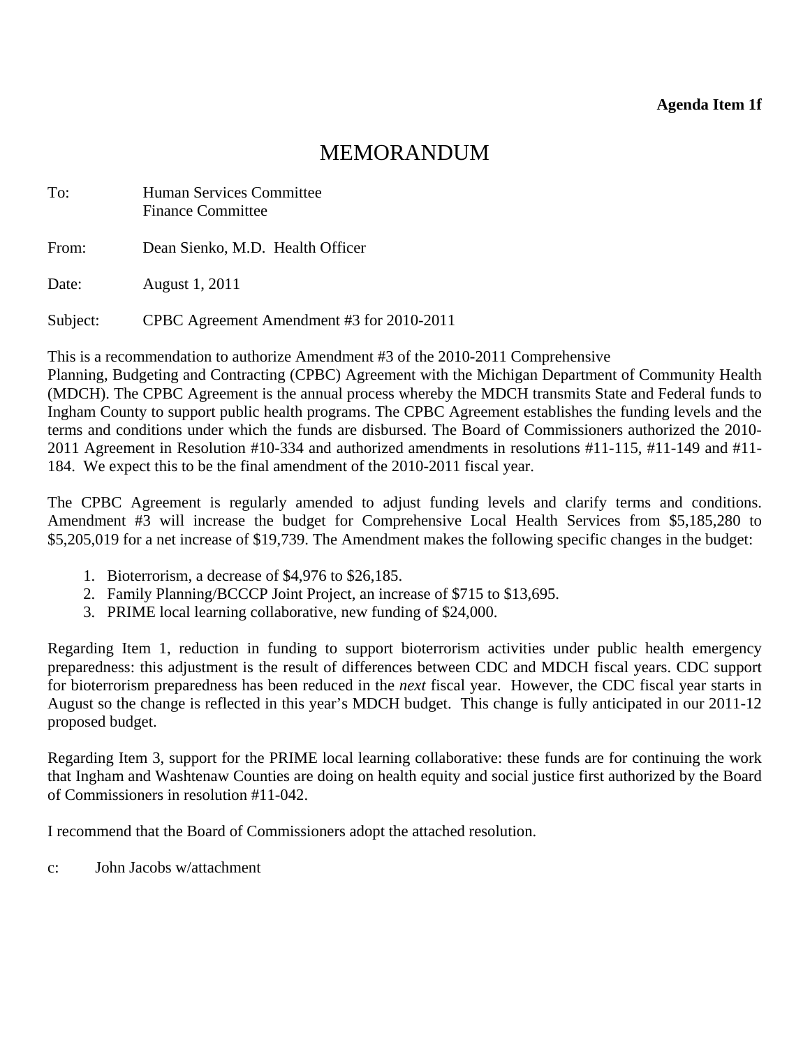**Agenda Item 1f**

# MEMORANDUM

To: Human Services Committee
Finance Committee

From: Dean Sienko, M.D. Health Officer

Date: August 1, 2011

Subject: CPBC Agreement Amendment #3 for 2010-2011

This is a recommendation to authorize Amendment #3 of the 2010-2011 Comprehensive Planning, Budgeting and Contracting (CPBC) Agreement with the Michigan Department of Community Health (MDCH). The CPBC Agreement is the annual process whereby the MDCH transmits State and Federal funds to Ingham County to support public health programs. The CPBC Agreement establishes the funding levels and the terms and conditions under which the funds are disbursed. The Board of Commissioners authorized the 2010-2011 Agreement in Resolution #10-334 and authorized amendments in resolutions #11-115, #11-149 and #11-184. We expect this to be the final amendment of the 2010-2011 fiscal year.

The CPBC Agreement is regularly amended to adjust funding levels and clarify terms and conditions. Amendment #3 will increase the budget for Comprehensive Local Health Services from $5,185,280 to $5,205,019 for a net increase of $19,739. The Amendment makes the following specific changes in the budget:

1. Bioterrorism, a decrease of $4,976 to $26,185.
2. Family Planning/BCCCP Joint Project, an increase of $715 to $13,695.
3. PRIME local learning collaborative, new funding of $24,000.

Regarding Item 1, reduction in funding to support bioterrorism activities under public health emergency preparedness: this adjustment is the result of differences between CDC and MDCH fiscal years. CDC support for bioterrorism preparedness has been reduced in the *next* fiscal year. However, the CDC fiscal year starts in August so the change is reflected in this year's MDCH budget. This change is fully anticipated in our 2011-12 proposed budget.

Regarding Item 3, support for the PRIME local learning collaborative: these funds are for continuing the work that Ingham and Washtenaw Counties are doing on health equity and social justice first authorized by the Board of Commissioners in resolution #11-042.

I recommend that the Board of Commissioners adopt the attached resolution.

c: John Jacobs w/attachment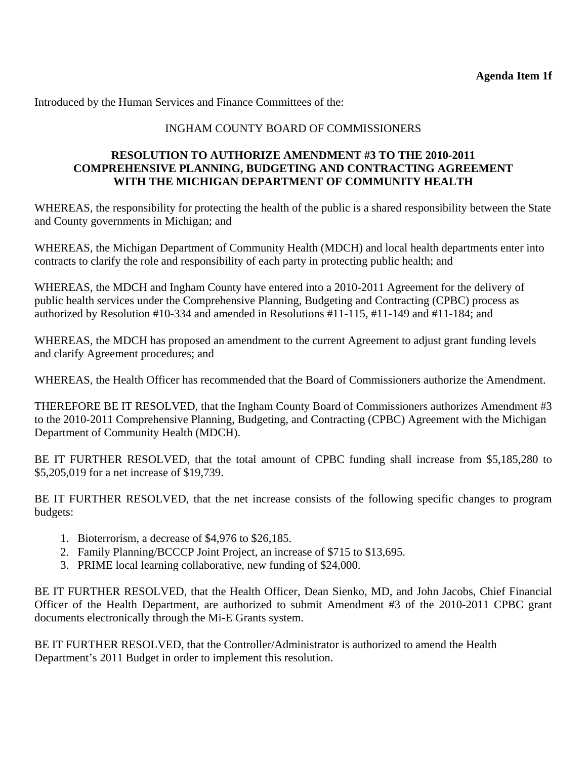**Agenda Item 1f**

Introduced by the Human Services and Finance Committees of the:

INGHAM COUNTY BOARD OF COMMISSIONERS

**RESOLUTION TO AUTHORIZE AMENDMENT #3 TO THE 2010-2011 COMPREHENSIVE PLANNING, BUDGETING AND CONTRACTING AGREEMENT WITH THE MICHIGAN DEPARTMENT OF COMMUNITY HEALTH**

WHEREAS, the responsibility for protecting the health of the public is a shared responsibility between the State and County governments in Michigan; and

WHEREAS, the Michigan Department of Community Health (MDCH) and local health departments enter into contracts to clarify the role and responsibility of each party in protecting public health; and

WHEREAS, the MDCH and Ingham County have entered into a 2010-2011 Agreement for the delivery of public health services under the Comprehensive Planning, Budgeting and Contracting (CPBC) process as authorized by Resolution #10-334 and amended in Resolutions #11-115, #11-149 and #11-184; and

WHEREAS, the MDCH has proposed an amendment to the current Agreement to adjust grant funding levels and clarify Agreement procedures; and

WHEREAS, the Health Officer has recommended that the Board of Commissioners authorize the Amendment.

THEREFORE BE IT RESOLVED, that the Ingham County Board of Commissioners authorizes Amendment #3 to the 2010-2011 Comprehensive Planning, Budgeting, and Contracting (CPBC) Agreement with the Michigan Department of Community Health (MDCH).

BE IT FURTHER RESOLVED, that the total amount of CPBC funding shall increase from $5,185,280 to $5,205,019 for a net increase of $19,739.

BE IT FURTHER RESOLVED, that the net increase consists of the following specific changes to program budgets:

1. Bioterrorism, a decrease of $4,976 to $26,185.
2. Family Planning/BCCCP Joint Project, an increase of $715 to $13,695.
3. PRIME local learning collaborative, new funding of $24,000.

BE IT FURTHER RESOLVED, that the Health Officer, Dean Sienko, MD, and John Jacobs, Chief Financial Officer of the Health Department, are authorized to submit Amendment #3 of the 2010-2011 CPBC grant documents electronically through the Mi-E Grants system.

BE IT FURTHER RESOLVED, that the Controller/Administrator is authorized to amend the Health Department's 2011 Budget in order to implement this resolution.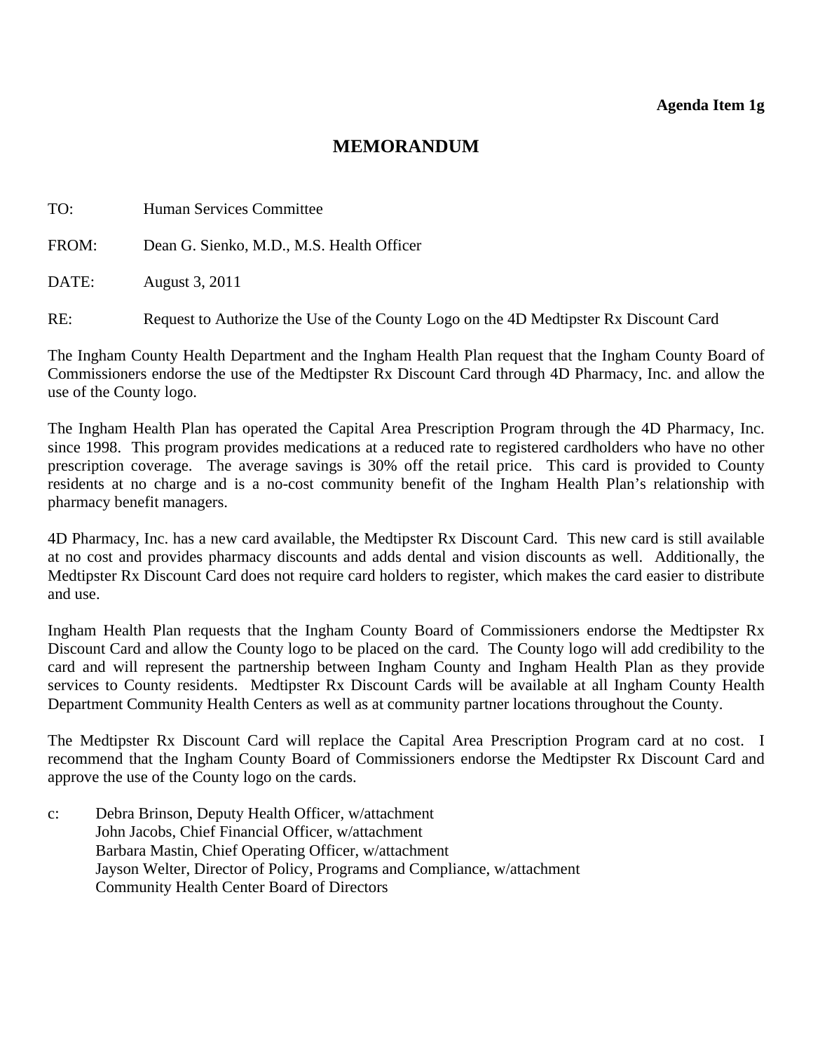**Agenda Item 1g**

# MEMORANDUM

TO: Human Services Committee

FROM: Dean G. Sienko, M.D., M.S. Health Officer

DATE: August 3, 2011

RE: Request to Authorize the Use of the County Logo on the 4D Medtipster Rx Discount Card

The Ingham County Health Department and the Ingham Health Plan request that the Ingham County Board of Commissioners endorse the use of the Medtipster Rx Discount Card through 4D Pharmacy, Inc. and allow the use of the County logo.

The Ingham Health Plan has operated the Capital Area Prescription Program through the 4D Pharmacy, Inc. since 1998. This program provides medications at a reduced rate to registered cardholders who have no other prescription coverage. The average savings is 30% off the retail price. This card is provided to County residents at no charge and is a no-cost community benefit of the Ingham Health Plan's relationship with pharmacy benefit managers.

4D Pharmacy, Inc. has a new card available, the Medtipster Rx Discount Card. This new card is still available at no cost and provides pharmacy discounts and adds dental and vision discounts as well. Additionally, the Medtipster Rx Discount Card does not require card holders to register, which makes the card easier to distribute and use.

Ingham Health Plan requests that the Ingham County Board of Commissioners endorse the Medtipster Rx Discount Card and allow the County logo to be placed on the card. The County logo will add credibility to the card and will represent the partnership between Ingham County and Ingham Health Plan as they provide services to County residents. Medtipster Rx Discount Cards will be available at all Ingham County Health Department Community Health Centers as well as at community partner locations throughout the County.

The Medtipster Rx Discount Card will replace the Capital Area Prescription Program card at no cost. I recommend that the Ingham County Board of Commissioners endorse the Medtipster Rx Discount Card and approve the use of the County logo on the cards.

c: Debra Brinson, Deputy Health Officer, w/attachment
John Jacobs, Chief Financial Officer, w/attachment
Barbara Mastin, Chief Operating Officer, w/attachment
Jayson Welter, Director of Policy, Programs and Compliance, w/attachment
Community Health Center Board of Directors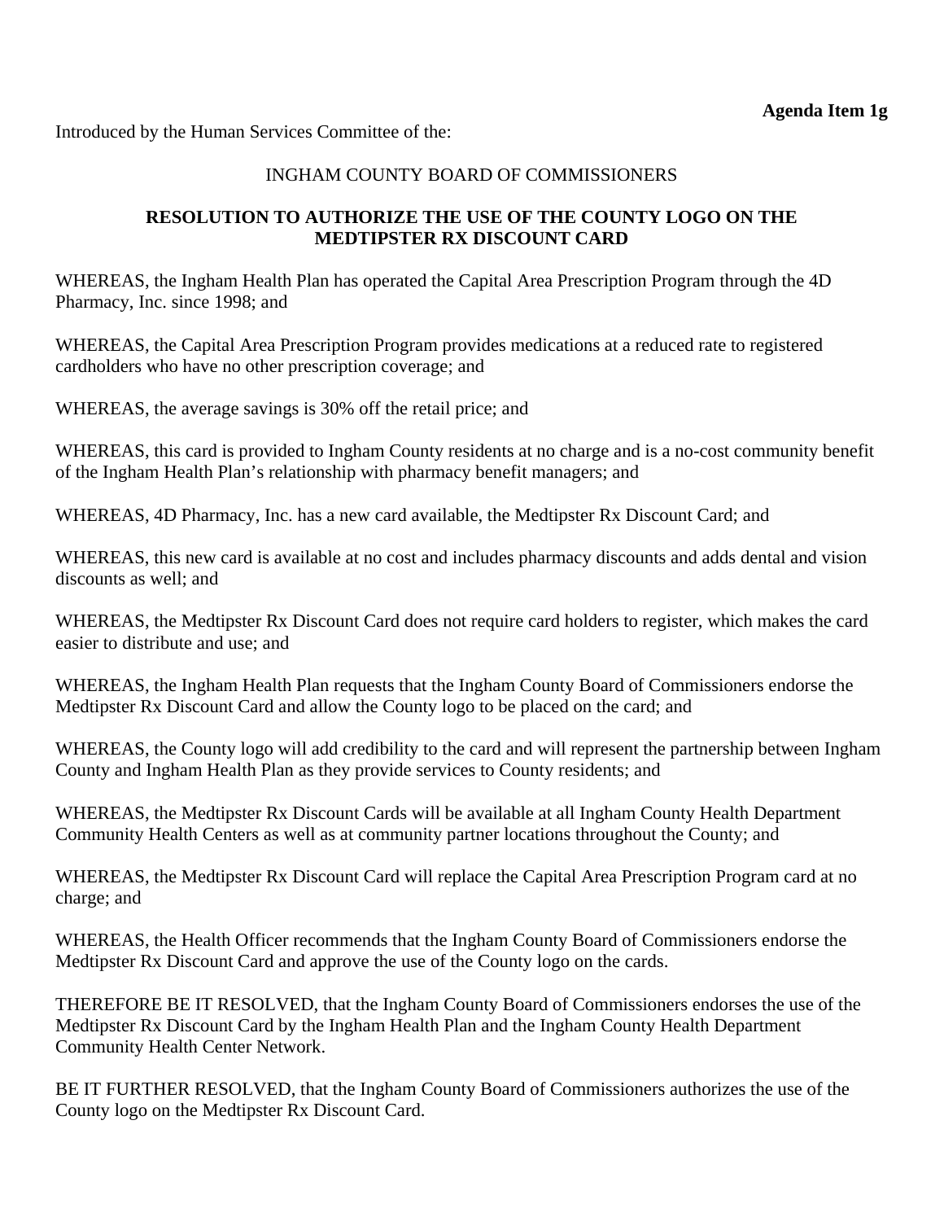**Agenda Item 1g**

Introduced by the Human Services Committee of the:

INGHAM COUNTY BOARD OF COMMISSIONERS

**RESOLUTION TO AUTHORIZE THE USE OF THE COUNTY LOGO ON THE MEDTIPSTER RX DISCOUNT CARD**

WHEREAS, the Ingham Health Plan has operated the Capital Area Prescription Program through the 4D Pharmacy, Inc. since 1998; and

WHEREAS, the Capital Area Prescription Program provides medications at a reduced rate to registered cardholders who have no other prescription coverage; and

WHEREAS, the average savings is 30% off the retail price; and

WHEREAS, this card is provided to Ingham County residents at no charge and is a no-cost community benefit of the Ingham Health Plan's relationship with pharmacy benefit managers; and

WHEREAS, 4D Pharmacy, Inc. has a new card available, the Medtipster Rx Discount Card; and

WHEREAS, this new card is available at no cost and includes pharmacy discounts and adds dental and vision discounts as well; and

WHEREAS, the Medtipster Rx Discount Card does not require card holders to register, which makes the card easier to distribute and use; and

WHEREAS, the Ingham Health Plan requests that the Ingham County Board of Commissioners endorse the Medtipster Rx Discount Card and allow the County logo to be placed on the card; and

WHEREAS, the County logo will add credibility to the card and will represent the partnership between Ingham County and Ingham Health Plan as they provide services to County residents; and

WHEREAS, the Medtipster Rx Discount Cards will be available at all Ingham County Health Department Community Health Centers as well as at community partner locations throughout the County; and

WHEREAS, the Medtipster Rx Discount Card will replace the Capital Area Prescription Program card at no charge; and

WHEREAS, the Health Officer recommends that the Ingham County Board of Commissioners endorse the Medtipster Rx Discount Card and approve the use of the County logo on the cards.

THEREFORE BE IT RESOLVED, that the Ingham County Board of Commissioners endorses the use of the Medtipster Rx Discount Card by the Ingham Health Plan and the Ingham County Health Department Community Health Center Network.

BE IT FURTHER RESOLVED, that the Ingham County Board of Commissioners authorizes the use of the County logo on the Medtipster Rx Discount Card.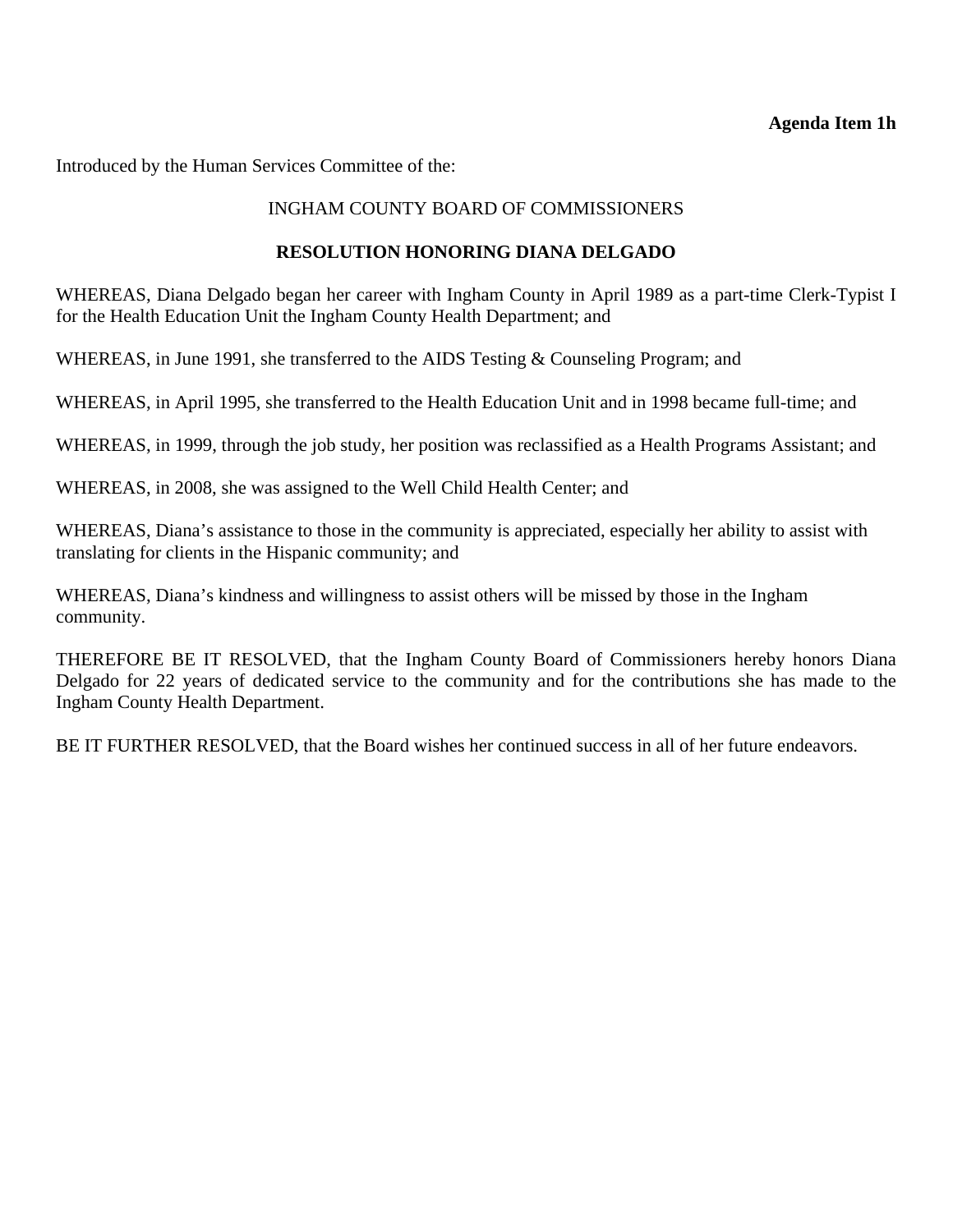**Agenda Item 1h**

Introduced by the Human Services Committee of the:

INGHAM COUNTY BOARD OF COMMISSIONERS

**RESOLUTION HONORING DIANA DELGADO**

WHEREAS, Diana Delgado began her career with Ingham County in April 1989 as a part-time Clerk-Typist I for the Health Education Unit the Ingham County Health Department; and

WHEREAS, in June 1991, she transferred to the AIDS Testing & Counseling Program; and

WHEREAS, in April 1995, she transferred to the Health Education Unit and in 1998 became full-time; and

WHEREAS, in 1999, through the job study, her position was reclassified as a Health Programs Assistant; and

WHEREAS, in 2008, she was assigned to the Well Child Health Center; and

WHEREAS, Diana's assistance to those in the community is appreciated, especially her ability to assist with translating for clients in the Hispanic community; and

WHEREAS, Diana's kindness and willingness to assist others will be missed by those in the Ingham community.

THEREFORE BE IT RESOLVED, that the Ingham County Board of Commissioners hereby honors Diana Delgado for 22 years of dedicated service to the community and for the contributions she has made to the Ingham County Health Department.

BE IT FURTHER RESOLVED, that the Board wishes her continued success in all of her future endeavors.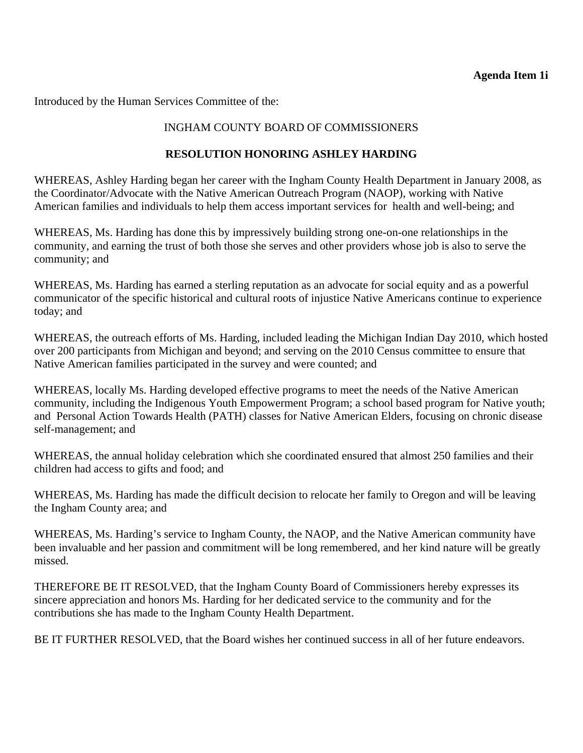**Agenda Item 1i**

Introduced by the Human Services Committee of the:

INGHAM COUNTY BOARD OF COMMISSIONERS

**RESOLUTION HONORING ASHLEY HARDING**

WHEREAS, Ashley Harding began her career with the Ingham County Health Department in January 2008, as the Coordinator/Advocate with the Native American Outreach Program (NAOP), working with Native American families and individuals to help them access important services for health and well-being; and

WHEREAS, Ms. Harding has done this by impressively building strong one-on-one relationships in the community, and earning the trust of both those she serves and other providers whose job is also to serve the community; and

WHEREAS, Ms. Harding has earned a sterling reputation as an advocate for social equity and as a powerful communicator of the specific historical and cultural roots of injustice Native Americans continue to experience today; and

WHEREAS, the outreach efforts of Ms. Harding, included leading the Michigan Indian Day 2010, which hosted over 200 participants from Michigan and beyond; and serving on the 2010 Census committee to ensure that Native American families participated in the survey and were counted; and

WHEREAS, locally Ms. Harding developed effective programs to meet the needs of the Native American community, including the Indigenous Youth Empowerment Program; a school based program for Native youth; and Personal Action Towards Health (PATH) classes for Native American Elders, focusing on chronic disease self-management; and

WHEREAS, the annual holiday celebration which she coordinated ensured that almost 250 families and their children had access to gifts and food; and

WHEREAS, Ms. Harding has made the difficult decision to relocate her family to Oregon and will be leaving the Ingham County area; and

WHEREAS, Ms. Harding's service to Ingham County, the NAOP, and the Native American community have been invaluable and her passion and commitment will be long remembered, and her kind nature will be greatly missed.

THEREFORE BE IT RESOLVED, that the Ingham County Board of Commissioners hereby expresses its sincere appreciation and honors Ms. Harding for her dedicated service to the community and for the contributions she has made to the Ingham County Health Department.

BE IT FURTHER RESOLVED, that the Board wishes her continued success in all of her future endeavors.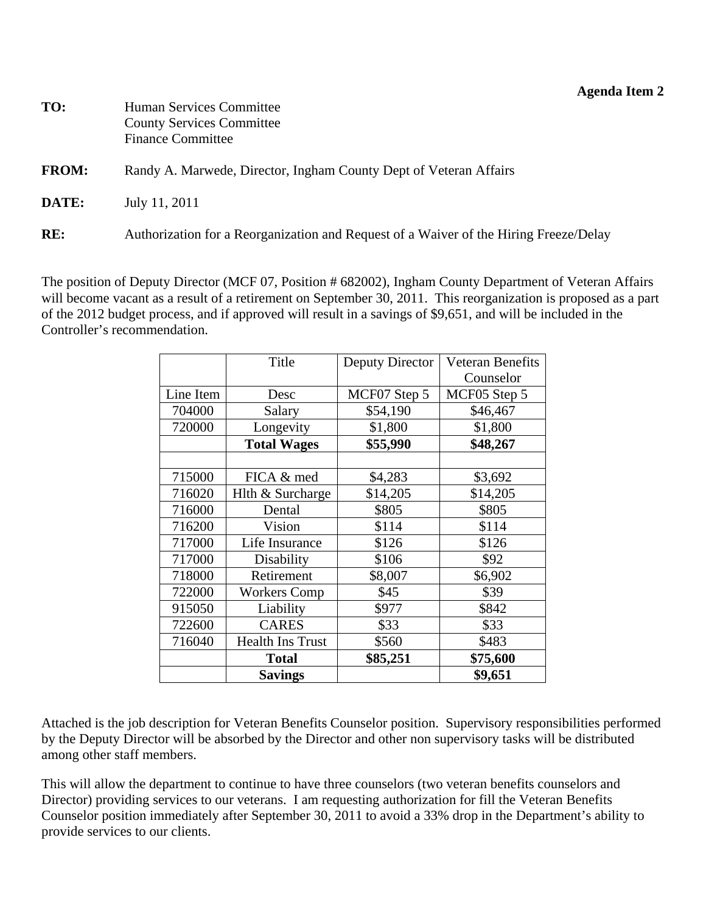**Agenda Item 2**

**TO:** Human Services Committee
County Services Committee
Finance Committee

**FROM:** Randy A. Marwede, Director, Ingham County Dept of Veteran Affairs

**DATE:** July 11, 2011

**RE:** Authorization for a Reorganization and Request of a Waiver of the Hiring Freeze/Delay

The position of Deputy Director (MCF 07, Position # 682002), Ingham County Department of Veteran Affairs will become vacant as a result of a retirement on September 30, 2011. This reorganization is proposed as a part of the 2012 budget process, and if approved will result in a savings of $9,651, and will be included in the Controller's recommendation.

| | Title | Deputy Director | Veteran Benefits Counselor |
|---|---|---|---|
| Line Item | Desc | MCF07 Step 5 | MCF05 Step 5 |
| 704000 | Salary | $54,190 | $46,467 |
| 720000 | Longevity | $1,800 | $1,800 |
| | **Total Wages** | **$55,990** | **$48,267** |
| | | | |
| 715000 | FICA & med | $4,283 | $3,692 |
| 716020 | Hlth & Surcharge | $14,205 | $14,205 |
| 716000 | Dental | $805 | $805 |
| 716200 | Vision | $114 | $114 |
| 717000 | Life Insurance | $126 | $126 |
| 717000 | Disability | $106 | $92 |
| 718000 | Retirement | $8,007 | $6,902 |
| 722000 | Workers Comp | $45 | $39 |
| 915050 | Liability | $977 | $842 |
| 722600 | CARES | $33 | $33 |
| 716040 | Health Ins Trust | $560 | $483 |
| | **Total** | **$85,251** | **$75,600** |
| | **Savings** | | **$9,651** |

Attached is the job description for Veteran Benefits Counselor position. Supervisory responsibilities performed by the Deputy Director will be absorbed by the Director and other non supervisory tasks will be distributed among other staff members.

This will allow the department to continue to have three counselors (two veteran benefits counselors and Director) providing services to our veterans. I am requesting authorization for fill the Veteran Benefits Counselor position immediately after September 30, 2011 to avoid a 33% drop in the Department's ability to provide services to our clients.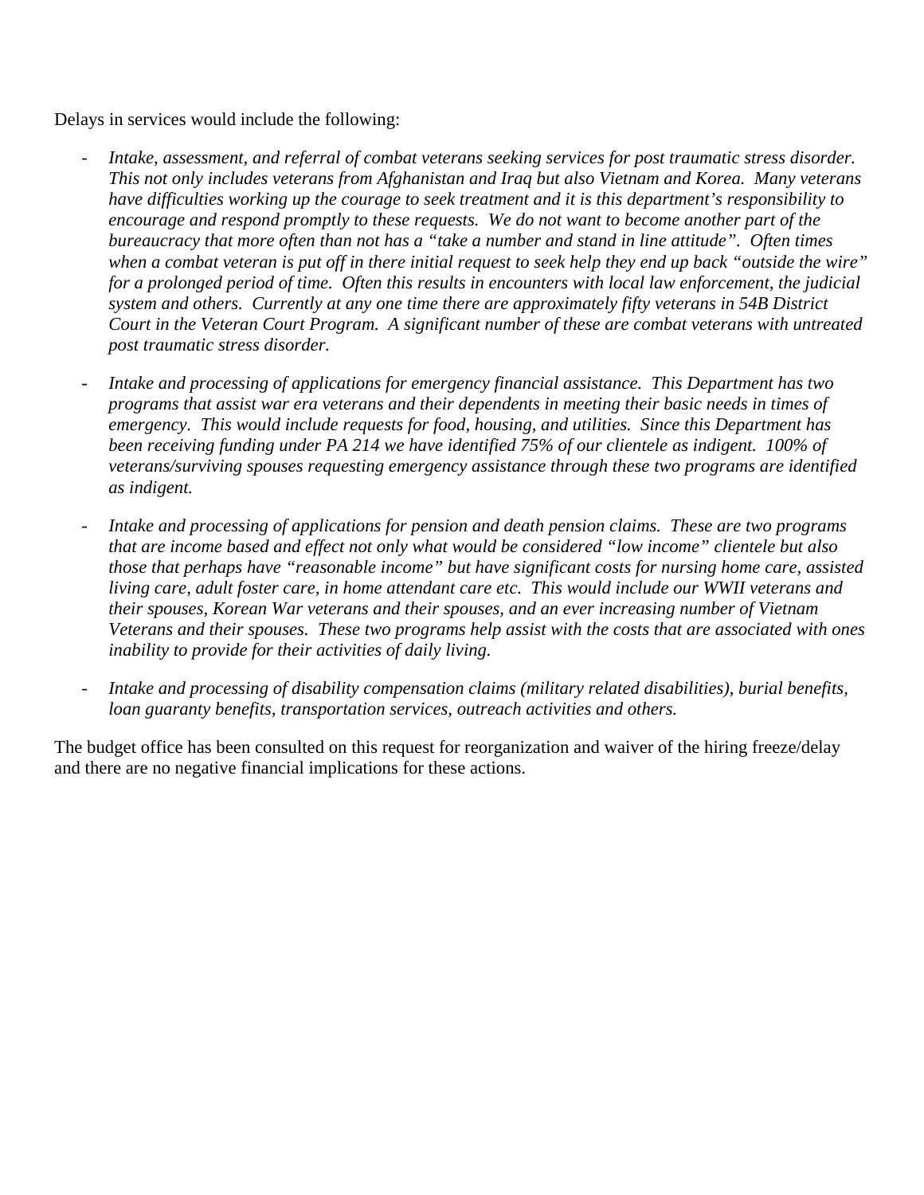Delays in services would include the following:

- *Intake, assessment, and referral of combat veterans seeking services for post traumatic stress disorder. This not only includes veterans from Afghanistan and Iraq but also Vietnam and Korea. Many veterans have difficulties working up the courage to seek treatment and it is this department's responsibility to encourage and respond promptly to these requests. We do not want to become another part of the bureaucracy that more often than not has a "take a number and stand in line attitude". Often times when a combat veteran is put off in there initial request to seek help they end up back "outside the wire" for a prolonged period of time. Often this results in encounters with local law enforcement, the judicial system and others. Currently at any one time there are approximately fifty veterans in 54B District Court in the Veteran Court Program. A significant number of these are combat veterans with untreated post traumatic stress disorder.*

- *Intake and processing of applications for emergency financial assistance. This Department has two programs that assist war era veterans and their dependents in meeting their basic needs in times of emergency. This would include requests for food, housing, and utilities. Since this Department has been receiving funding under PA 214 we have identified 75% of our clientele as indigent. 100% of veterans/surviving spouses requesting emergency assistance through these two programs are identified as indigent.*

- *Intake and processing of applications for pension and death pension claims. These are two programs that are income based and effect not only what would be considered "low income" clientele but also those that perhaps have "reasonable income" but have significant costs for nursing home care, assisted living care, adult foster care, in home attendant care etc. This would include our WWII veterans and their spouses, Korean War veterans and their spouses, and an ever increasing number of Vietnam Veterans and their spouses. These two programs help assist with the costs that are associated with ones inability to provide for their activities of daily living.*

- *Intake and processing of disability compensation claims (military related disabilities), burial benefits, loan guaranty benefits, transportation services, outreach activities and others.*

The budget office has been consulted on this request for reorganization and waiver of the hiring freeze/delay and there are no negative financial implications for these actions.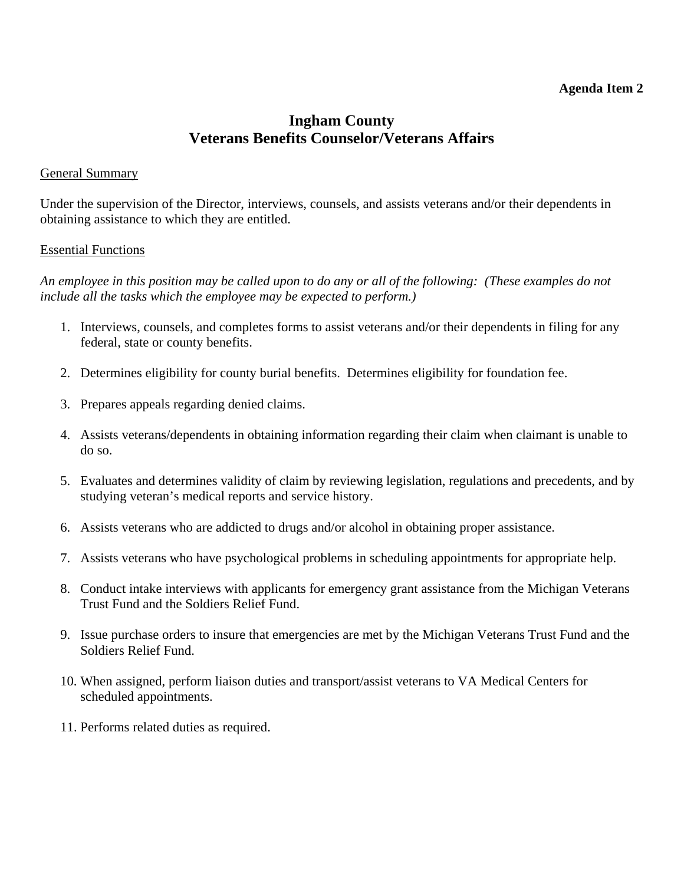**Agenda Item 2**

# Ingham County
## Veterans Benefits Counselor/Veterans Affairs

General Summary

Under the supervision of the Director, interviews, counsels, and assists veterans and/or their dependents in obtaining assistance to which they are entitled.

Essential Functions

*An employee in this position may be called upon to do any or all of the following: (These examples do not include all the tasks which the employee may be expected to perform.)*

1. Interviews, counsels, and completes forms to assist veterans and/or their dependents in filing for any federal, state or county benefits.
2. Determines eligibility for county burial benefits. Determines eligibility for foundation fee.
3. Prepares appeals regarding denied claims.
4. Assists veterans/dependents in obtaining information regarding their claim when claimant is unable to do so.
5. Evaluates and determines validity of claim by reviewing legislation, regulations and precedents, and by studying veteran's medical reports and service history.
6. Assists veterans who are addicted to drugs and/or alcohol in obtaining proper assistance.
7. Assists veterans who have psychological problems in scheduling appointments for appropriate help.
8. Conduct intake interviews with applicants for emergency grant assistance from the Michigan Veterans Trust Fund and the Soldiers Relief Fund.
9. Issue purchase orders to insure that emergencies are met by the Michigan Veterans Trust Fund and the Soldiers Relief Fund.
10. When assigned, perform liaison duties and transport/assist veterans to VA Medical Centers for scheduled appointments.
11. Performs related duties as required.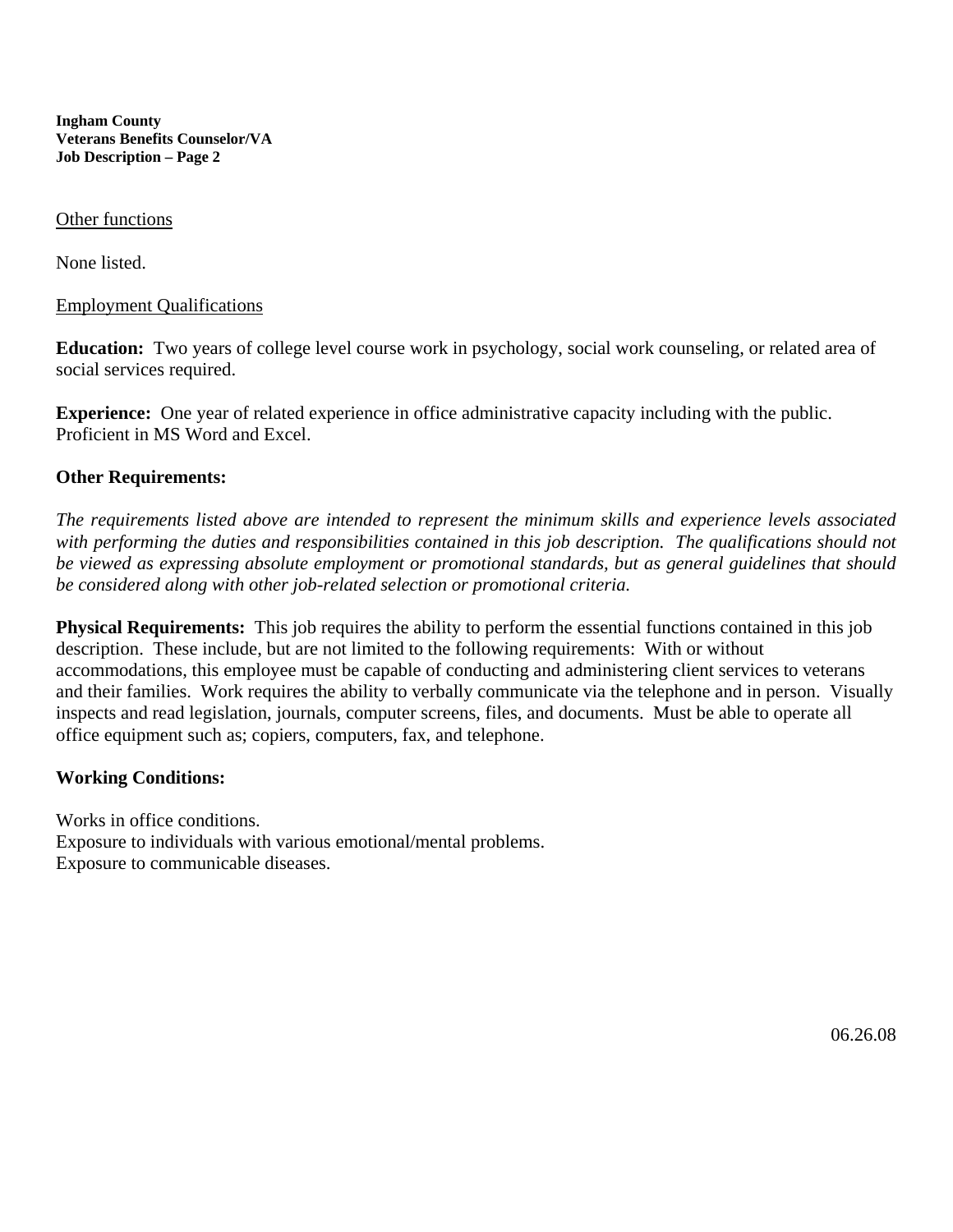Other functions

None listed.

Employment Qualifications

**Education:** Two years of college level course work in psychology, social work counseling, or related area of social services required.

**Experience:** One year of related experience in office administrative capacity including with the public. Proficient in MS Word and Excel.

**Other Requirements:**

*The requirements listed above are intended to represent the minimum skills and experience levels associated with performing the duties and responsibilities contained in this job description. The qualifications should not be viewed as expressing absolute employment or promotional standards, but as general guidelines that should be considered along with other job-related selection or promotional criteria.*

**Physical Requirements:** This job requires the ability to perform the essential functions contained in this job description. These include, but are not limited to the following requirements: With or without accommodations, this employee must be capable of conducting and administering client services to veterans and their families. Work requires the ability to verbally communicate via the telephone and in person. Visually inspects and read legislation, journals, computer screens, files, and documents. Must be able to operate all office equipment such as; copiers, computers, fax, and telephone.

**Working Conditions:**

Works in office conditions.
Exposure to individuals with various emotional/mental problems.
Exposure to communicable diseases.

06.26.08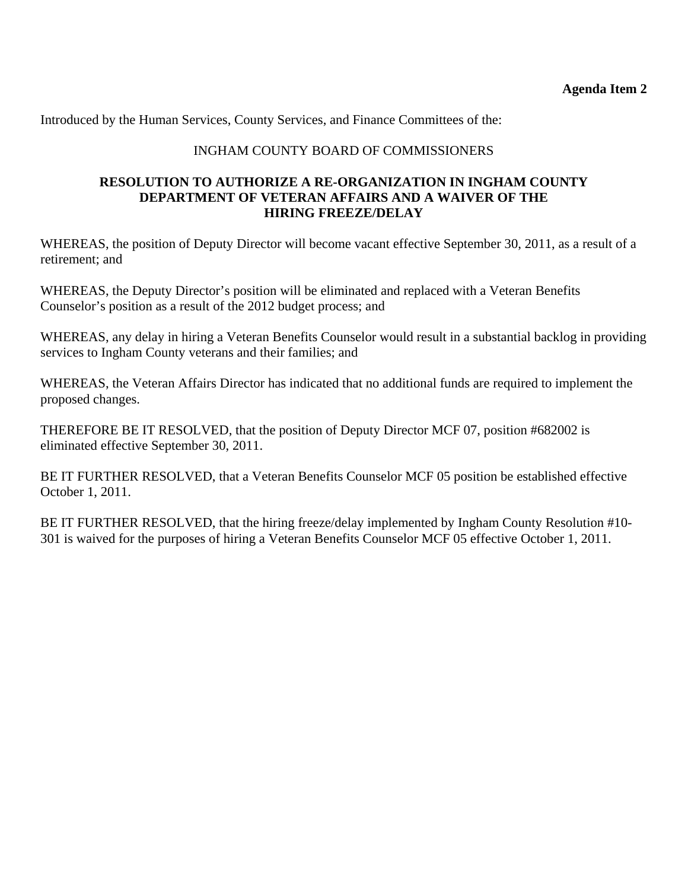**Agenda Item 2**

Introduced by the Human Services, County Services, and Finance Committees of the:

INGHAM COUNTY BOARD OF COMMISSIONERS

**RESOLUTION TO AUTHORIZE A RE-ORGANIZATION IN INGHAM COUNTY DEPARTMENT OF VETERAN AFFAIRS AND A WAIVER OF THE HIRING FREEZE/DELAY**

WHEREAS, the position of Deputy Director will become vacant effective September 30, 2011, as a result of a retirement; and

WHEREAS, the Deputy Director's position will be eliminated and replaced with a Veteran Benefits Counselor's position as a result of the 2012 budget process; and

WHEREAS, any delay in hiring a Veteran Benefits Counselor would result in a substantial backlog in providing services to Ingham County veterans and their families; and

WHEREAS, the Veteran Affairs Director has indicated that no additional funds are required to implement the proposed changes.

THEREFORE BE IT RESOLVED, that the position of Deputy Director MCF 07, position #682002 is eliminated effective September 30, 2011.

BE IT FURTHER RESOLVED, that a Veteran Benefits Counselor MCF 05 position be established effective October 1, 2011.

BE IT FURTHER RESOLVED, that the hiring freeze/delay implemented by Ingham County Resolution #10-301 is waived for the purposes of hiring a Veteran Benefits Counselor MCF 05 effective October 1, 2011.